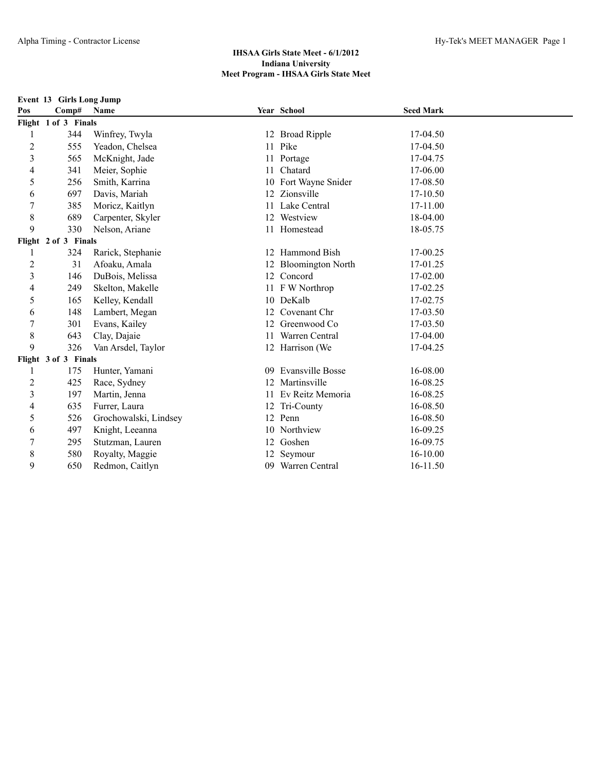**IHSAA Girls State Meet - 6/1/2012**
**Indiana University**
**Meet Program - IHSAA Girls State Meet**

**Event 13 Girls Long Jump**

| Pos | Comp# | Name | Year | School | Seed Mark |
|---|---|---|---|---|---|
| **Flight 1 of 3 Finals** | | | | | |
| 1 | 344 | Winfrey, Twyla | 12 | Broad Ripple | 17-04.50 |
| 2 | 555 | Yeadon, Chelsea | 11 | Pike | 17-04.50 |
| 3 | 565 | McKnight, Jade | 11 | Portage | 17-04.75 |
| 4 | 341 | Meier, Sophie | 11 | Chatard | 17-06.00 |
| 5 | 256 | Smith, Karrina | 10 | Fort Wayne Snider | 17-08.50 |
| 6 | 697 | Davis, Mariah | 12 | Zionsville | 17-10.50 |
| 7 | 385 | Moricz, Kaitlyn | 11 | Lake Central | 17-11.00 |
| 8 | 689 | Carpenter, Skyler | 12 | Westview | 18-04.00 |
| 9 | 330 | Nelson, Ariane | 11 | Homestead | 18-05.75 |
| **Flight 2 of 3 Finals** | | | | | |
| 1 | 324 | Rarick, Stephanie | 12 | Hammond Bish | 17-00.25 |
| 2 | 31 | Afoaku, Amala | 12 | Bloomington North | 17-01.25 |
| 3 | 146 | DuBois, Melissa | 12 | Concord | 17-02.00 |
| 4 | 249 | Skelton, Makelle | 11 | F W Northrop | 17-02.25 |
| 5 | 165 | Kelley, Kendall | 10 | DeKalb | 17-02.75 |
| 6 | 148 | Lambert, Megan | 12 | Covenant Chr | 17-03.50 |
| 7 | 301 | Evans, Kailey | 12 | Greenwood Co | 17-03.50 |
| 8 | 643 | Clay, Dajaie | 11 | Warren Central | 17-04.00 |
| 9 | 326 | Van Arsdel, Taylor | 12 | Harrison (We | 17-04.25 |
| **Flight 3 of 3 Finals** | | | | | |
| 1 | 175 | Hunter, Yamani | 09 | Evansville Bosse | 16-08.00 |
| 2 | 425 | Race, Sydney | 12 | Martinsville | 16-08.25 |
| 3 | 197 | Martin, Jenna | 11 | Ev Reitz Memoria | 16-08.25 |
| 4 | 635 | Furrer, Laura | 12 | Tri-County | 16-08.50 |
| 5 | 526 | Grochowalski, Lindsey | 12 | Penn | 16-08.50 |
| 6 | 497 | Knight, Leeanna | 10 | Northview | 16-09.25 |
| 7 | 295 | Stutzman, Lauren | 12 | Goshen | 16-09.75 |
| 8 | 580 | Royalty, Maggie | 12 | Seymour | 16-10.00 |
| 9 | 650 | Redmon, Caitlyn | 09 | Warren Central | 16-11.50 |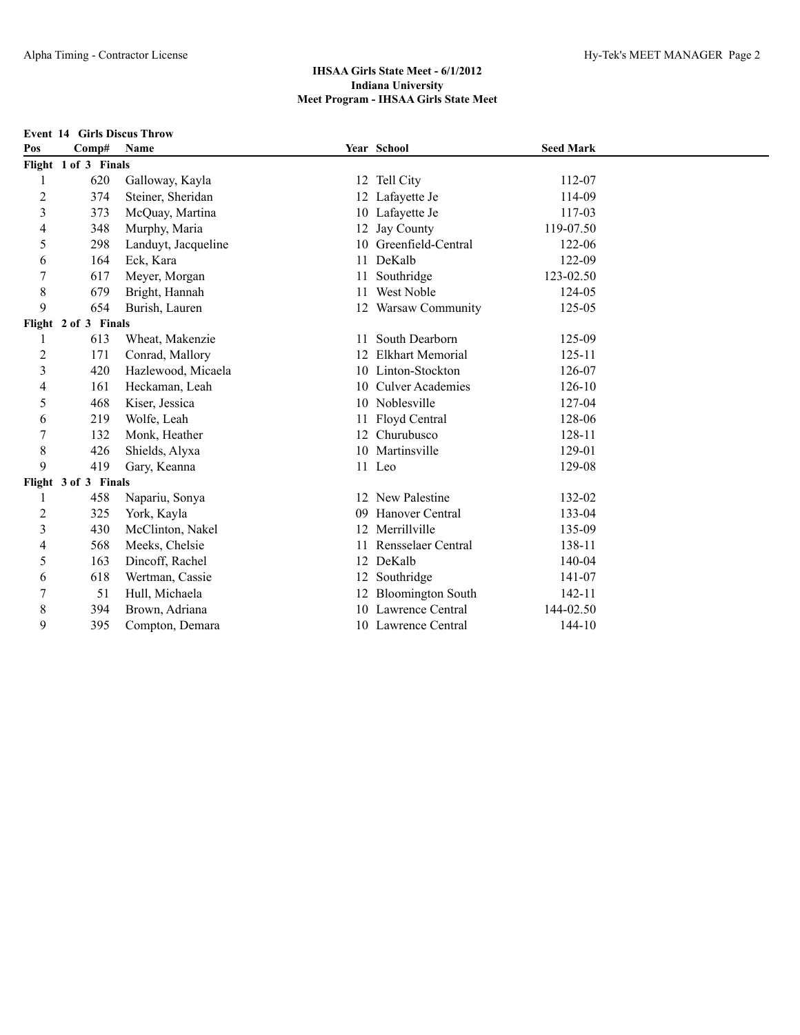**IHSAA Girls State Meet - 6/1/2012**
**Indiana University**
**Meet Program - IHSAA Girls State Meet**

**Event 14 Girls Discus Throw**

| Pos | Comp# | Name | Year | School | Seed Mark |
|---|---|---|---|---|---|
| **Flight 1 of 3 Finals** | | | | | |
| 1 | 620 | Galloway, Kayla | 12 | Tell City | 112-07 |
| 2 | 374 | Steiner, Sheridan | 12 | Lafayette Je | 114-09 |
| 3 | 373 | McQuay, Martina | 10 | Lafayette Je | 117-03 |
| 4 | 348 | Murphy, Maria | 12 | Jay County | 119-07.50 |
| 5 | 298 | Landuyt, Jacqueline | 10 | Greenfield-Central | 122-06 |
| 6 | 164 | Eck, Kara | 11 | DeKalb | 122-09 |
| 7 | 617 | Meyer, Morgan | 11 | Southridge | 123-02.50 |
| 8 | 679 | Bright, Hannah | 11 | West Noble | 124-05 |
| 9 | 654 | Burish, Lauren | 12 | Warsaw Community | 125-05 |
| **Flight 2 of 3 Finals** | | | | | |
| 1 | 613 | Wheat, Makenzie | 11 | South Dearborn | 125-09 |
| 2 | 171 | Conrad, Mallory | 12 | Elkhart Memorial | 125-11 |
| 3 | 420 | Hazlewood, Micaela | 10 | Linton-Stockton | 126-07 |
| 4 | 161 | Heckaman, Leah | 10 | Culver Academies | 126-10 |
| 5 | 468 | Kiser, Jessica | 10 | Noblesville | 127-04 |
| 6 | 219 | Wolfe, Leah | 11 | Floyd Central | 128-06 |
| 7 | 132 | Monk, Heather | 12 | Churubusco | 128-11 |
| 8 | 426 | Shields, Alyxa | 10 | Martinsville | 129-01 |
| 9 | 419 | Gary, Keanna | 11 | Leo | 129-08 |
| **Flight 3 of 3 Finals** | | | | | |
| 1 | 458 | Napariu, Sonya | 12 | New Palestine | 132-02 |
| 2 | 325 | York, Kayla | 09 | Hanover Central | 133-04 |
| 3 | 430 | McClinton, Nakel | 12 | Merrillville | 135-09 |
| 4 | 568 | Meeks, Chelsie | 11 | Rensselaer Central | 138-11 |
| 5 | 163 | Dincoff, Rachel | 12 | DeKalb | 140-04 |
| 6 | 618 | Wertman, Cassie | 12 | Southridge | 141-07 |
| 7 | 51 | Hull, Michaela | 12 | Bloomington South | 142-11 |
| 8 | 394 | Brown, Adriana | 10 | Lawrence Central | 144-02.50 |
| 9 | 395 | Compton, Demara | 10 | Lawrence Central | 144-10 |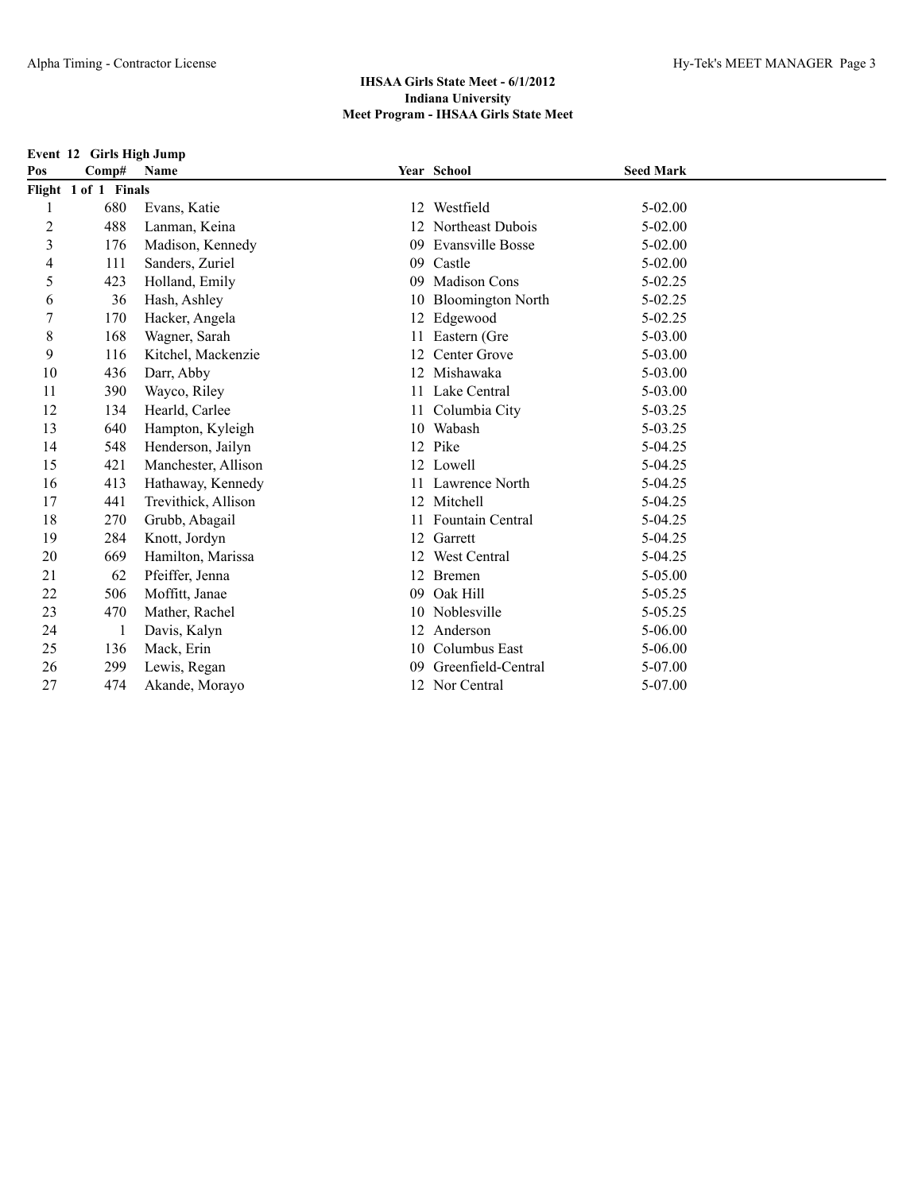**IHSAA Girls State Meet - 6/1/2012**
**Indiana University**
**Meet Program - IHSAA Girls State Meet**

**Event 12 Girls High Jump**

| Pos | Comp# | Name | Year | School | Seed Mark |
|---|---|---|---|---|---|
| **Flight 1 of 1 Finals** | | | | | |
| 1 | 680 | Evans, Katie | 12 | Westfield | 5-02.00 |
| 2 | 488 | Lanman, Keina | 12 | Northeast Dubois | 5-02.00 |
| 3 | 176 | Madison, Kennedy | 09 | Evansville Bosse | 5-02.00 |
| 4 | 111 | Sanders, Zuriel | 09 | Castle | 5-02.00 |
| 5 | 423 | Holland, Emily | 09 | Madison Cons | 5-02.25 |
| 6 | 36 | Hash, Ashley | 10 | Bloomington North | 5-02.25 |
| 7 | 170 | Hacker, Angela | 12 | Edgewood | 5-02.25 |
| 8 | 168 | Wagner, Sarah | 11 | Eastern (Gre | 5-03.00 |
| 9 | 116 | Kitchel, Mackenzie | 12 | Center Grove | 5-03.00 |
| 10 | 436 | Darr, Abby | 12 | Mishawaka | 5-03.00 |
| 11 | 390 | Wayco, Riley | 11 | Lake Central | 5-03.00 |
| 12 | 134 | Hearld, Carlee | 11 | Columbia City | 5-03.25 |
| 13 | 640 | Hampton, Kyleigh | 10 | Wabash | 5-03.25 |
| 14 | 548 | Henderson, Jailyn | 12 | Pike | 5-04.25 |
| 15 | 421 | Manchester, Allison | 12 | Lowell | 5-04.25 |
| 16 | 413 | Hathaway, Kennedy | 11 | Lawrence North | 5-04.25 |
| 17 | 441 | Trevithick, Allison | 12 | Mitchell | 5-04.25 |
| 18 | 270 | Grubb, Abagail | 11 | Fountain Central | 5-04.25 |
| 19 | 284 | Knott, Jordyn | 12 | Garrett | 5-04.25 |
| 20 | 669 | Hamilton, Marissa | 12 | West Central | 5-04.25 |
| 21 | 62 | Pfeiffer, Jenna | 12 | Bremen | 5-05.00 |
| 22 | 506 | Moffitt, Janae | 09 | Oak Hill | 5-05.25 |
| 23 | 470 | Mather, Rachel | 10 | Noblesville | 5-05.25 |
| 24 | 1 | Davis, Kalyn | 12 | Anderson | 5-06.00 |
| 25 | 136 | Mack, Erin | 10 | Columbus East | 5-06.00 |
| 26 | 299 | Lewis, Regan | 09 | Greenfield-Central | 5-07.00 |
| 27 | 474 | Akande, Morayo | 12 | Nor Central | 5-07.00 |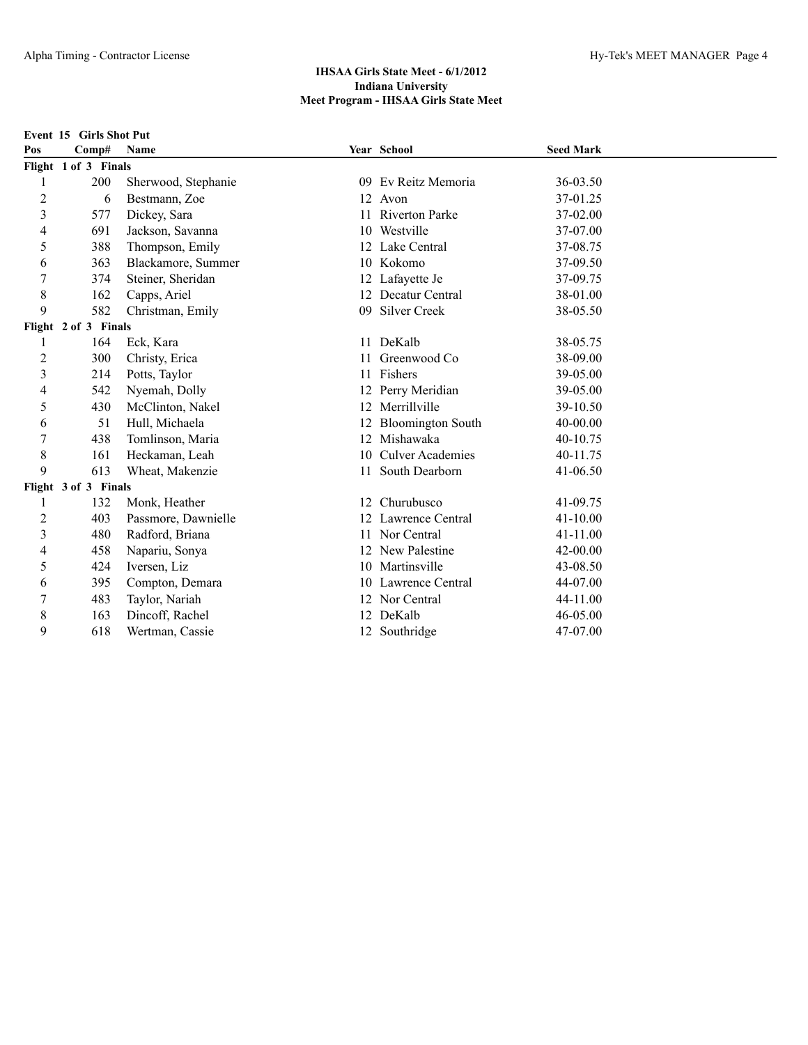## IHSAA Girls State Meet - 6/1/2012
### Indiana University
### Meet Program - IHSAA Girls State Meet

**Event 15 Girls Shot Put**

| Pos | Comp# | Name | Year | School | Seed Mark |
|---|---|---|---|---|---|
| **Flight 1 of 3 Finals** | | | | | |
| 1 | 200 | Sherwood, Stephanie | 09 | Ev Reitz Memoria | 36-03.50 |
| 2 | 6 | Bestmann, Zoe | 12 | Avon | 37-01.25 |
| 3 | 577 | Dickey, Sara | 11 | Riverton Parke | 37-02.00 |
| 4 | 691 | Jackson, Savanna | 10 | Westville | 37-07.00 |
| 5 | 388 | Thompson, Emily | 12 | Lake Central | 37-08.75 |
| 6 | 363 | Blackamore, Summer | 10 | Kokomo | 37-09.50 |
| 7 | 374 | Steiner, Sheridan | 12 | Lafayette Je | 37-09.75 |
| 8 | 162 | Capps, Ariel | 12 | Decatur Central | 38-01.00 |
| 9 | 582 | Christman, Emily | 09 | Silver Creek | 38-05.50 |
| **Flight 2 of 3 Finals** | | | | | |
| 1 | 164 | Eck, Kara | 11 | DeKalb | 38-05.75 |
| 2 | 300 | Christy, Erica | 11 | Greenwood Co | 38-09.00 |
| 3 | 214 | Potts, Taylor | 11 | Fishers | 39-05.00 |
| 4 | 542 | Nyemah, Dolly | 12 | Perry Meridian | 39-05.00 |
| 5 | 430 | McClinton, Nakel | 12 | Merrillville | 39-10.50 |
| 6 | 51 | Hull, Michaela | 12 | Bloomington South | 40-00.00 |
| 7 | 438 | Tomlinson, Maria | 12 | Mishawaka | 40-10.75 |
| 8 | 161 | Heckaman, Leah | 10 | Culver Academies | 40-11.75 |
| 9 | 613 | Wheat, Makenzie | 11 | South Dearborn | 41-06.50 |
| **Flight 3 of 3 Finals** | | | | | |
| 1 | 132 | Monk, Heather | 12 | Churubusco | 41-09.75 |
| 2 | 403 | Passmore, Dawnielle | 12 | Lawrence Central | 41-10.00 |
| 3 | 480 | Radford, Briana | 11 | Nor Central | 41-11.00 |
| 4 | 458 | Napariu, Sonya | 12 | New Palestine | 42-00.00 |
| 5 | 424 | Iversen, Liz | 10 | Martinsville | 43-08.50 |
| 6 | 395 | Compton, Demara | 10 | Lawrence Central | 44-07.00 |
| 7 | 483 | Taylor, Nariah | 12 | Nor Central | 44-11.00 |
| 8 | 163 | Dincoff, Rachel | 12 | DeKalb | 46-05.00 |
| 9 | 618 | Wertman, Cassie | 12 | Southridge | 47-07.00 |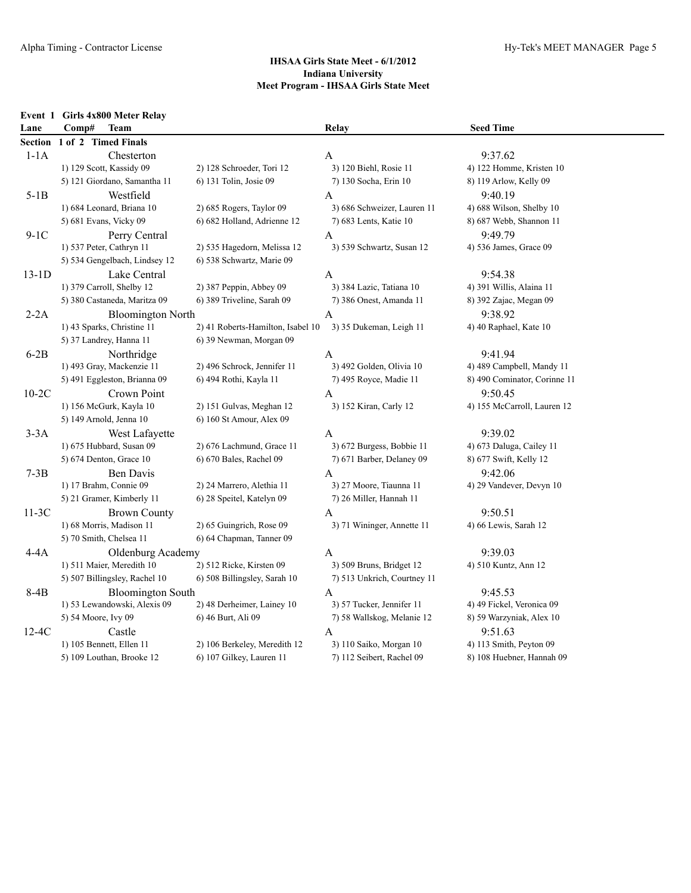### IHSAA Girls State Meet - 6/1/2012
### Indiana University
### Meet Program - IHSAA Girls State Meet

**Event 1 Girls 4x800 Meter Relay**

| Lane | Comp# Team | | Relay | Seed Time |
|---|---|---|---|---|
| **Section 1 of 2 Timed Finals** | | | | |
| 1-1A | Chesterton | | A | 9:37.62 |
| | 1) 129 Scott, Kassidy 09 | 2) 128 Schroeder, Tori 12 | 3) 120 Biehl, Rosie 11 | 4) 122 Homme, Kristen 10 |
| | 5) 121 Giordano, Samantha 11 | 6) 131 Tolin, Josie 09 | 7) 130 Socha, Erin 10 | 8) 119 Arlow, Kelly 09 |
| 5-1B | Westfield | | A | 9:40.19 |
| | 1) 684 Leonard, Briana 10 | 2) 685 Rogers, Taylor 09 | 3) 686 Schweizer, Lauren 11 | 4) 688 Wilson, Shelby 10 |
| | 5) 681 Evans, Vicky 09 | 6) 682 Holland, Adrienne 12 | 7) 683 Lents, Katie 10 | 8) 687 Webb, Shannon 11 |
| 9-1C | Perry Central | | A | 9:49.79 |
| | 1) 537 Peter, Cathryn 11 | 2) 535 Hagedorn, Melissa 12 | 3) 539 Schwartz, Susan 12 | 4) 536 James, Grace 09 |
| | 5) 534 Gengelbach, Lindsey 12 | 6) 538 Schwartz, Marie 09 | | |
| 13-1D | Lake Central | | A | 9:54.38 |
| | 1) 379 Carroll, Shelby 12 | 2) 387 Peppin, Abbey 09 | 3) 384 Lazic, Tatiana 10 | 4) 391 Willis, Alaina 11 |
| | 5) 380 Castaneda, Maritza 09 | 6) 389 Triveline, Sarah 09 | 7) 386 Onest, Amanda 11 | 8) 392 Zajac, Megan 09 |
| 2-2A | Bloomington North | | A | 9:38.92 |
| | 1) 43 Sparks, Christine 11 | 2) 41 Roberts-Hamilton, Isabel 10 | 3) 35 Dukeman, Leigh 11 | 4) 40 Raphael, Kate 10 |
| | 5) 37 Landrey, Hanna 11 | 6) 39 Newman, Morgan 09 | | |
| 6-2B | Northridge | | A | 9:41.94 |
| | 1) 493 Gray, Mackenzie 11 | 2) 496 Schrock, Jennifer 11 | 3) 492 Golden, Olivia 10 | 4) 489 Campbell, Mandy 11 |
| | 5) 491 Eggleston, Brianna 09 | 6) 494 Rothi, Kayla 11 | 7) 495 Royce, Madie 11 | 8) 490 Cominator, Corinne 11 |
| 10-2C | Crown Point | | A | 9:50.45 |
| | 1) 156 McGurk, Kayla 10 | 2) 151 Gulvas, Meghan 12 | 3) 152 Kiran, Carly 12 | 4) 155 McCarroll, Lauren 12 |
| | 5) 149 Arnold, Jenna 10 | 6) 160 St Amour, Alex 09 | | |
| 3-3A | West Lafayette | | A | 9:39.02 |
| | 1) 675 Hubbard, Susan 09 | 2) 676 Lachmund, Grace 11 | 3) 672 Burgess, Bobbie 11 | 4) 673 Daluga, Cailey 11 |
| | 5) 674 Denton, Grace 10 | 6) 670 Bales, Rachel 09 | 7) 671 Barber, Delaney 09 | 8) 677 Swift, Kelly 12 |
| 7-3B | Ben Davis | | A | 9:42.06 |
| | 1) 17 Brahm, Connie 09 | 2) 24 Marrero, Alethia 11 | 3) 27 Moore, Tiaunna 11 | 4) 29 Vandever, Devyn 10 |
| | 5) 21 Gramer, Kimberly 11 | 6) 28 Speitel, Katelyn 09 | 7) 26 Miller, Hannah 11 | |
| 11-3C | Brown County | | A | 9:50.51 |
| | 1) 68 Morris, Madison 11 | 2) 65 Guingrich, Rose 09 | 3) 71 Wininger, Annette 11 | 4) 66 Lewis, Sarah 12 |
| | 5) 70 Smith, Chelsea 11 | 6) 64 Chapman, Tanner 09 | | |
| 4-4A | Oldenburg Academy | | A | 9:39.03 |
| | 1) 511 Maier, Meredith 10 | 2) 512 Ricke, Kirsten 09 | 3) 509 Bruns, Bridget 12 | 4) 510 Kuntz, Ann 12 |
| | 5) 507 Billingsley, Rachel 10 | 6) 508 Billingsley, Sarah 10 | 7) 513 Unkrich, Courtney 11 | |
| 8-4B | Bloomington South | | A | 9:45.53 |
| | 1) 53 Lewandowski, Alexis 09 | 2) 48 Derheimer, Lainey 10 | 3) 57 Tucker, Jennifer 11 | 4) 49 Fickel, Veronica 09 |
| | 5) 54 Moore, Ivy 09 | 6) 46 Burt, Ali 09 | 7) 58 Wallskog, Melanie 12 | 8) 59 Warzyniak, Alex 10 |
| 12-4C | Castle | | A | 9:51.63 |
| | 1) 105 Bennett, Ellen 11 | 2) 106 Berkeley, Meredith 12 | 3) 110 Saiko, Morgan 10 | 4) 113 Smith, Peyton 09 |
| | 5) 109 Louthan, Brooke 12 | 6) 107 Gilkey, Lauren 11 | 7) 112 Seibert, Rachel 09 | 8) 108 Huebner, Hannah 09 |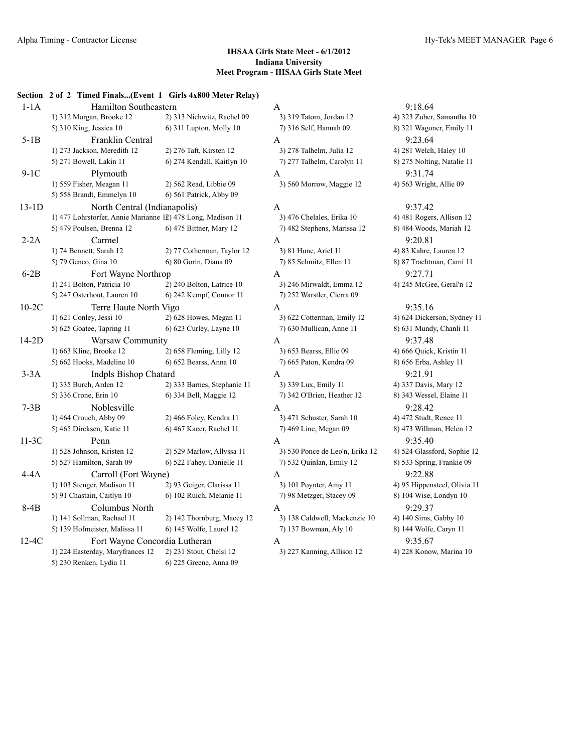### IHSAA Girls State Meet - 6/1/2012
### Indiana University
### Meet Program - IHSAA Girls State Meet

**Section 2 of 2 Timed Finals...(Event 1 Girls 4x800 Meter Relay)**

| Lane | Team | Relay | Seed Time |
|---|---|---|---|
| 1-1A | Hamilton Southeastern | A | 9:18.64 |
| | 1) 312 Morgan, Brooke 12 | 2) 313 Nichwitz, Rachel 09 | 3) 319 Tatom, Jordan 12 | 4) 323 Zuber, Samantha 10 |
| | 5) 310 King, Jessica 10 | 6) 311 Lupton, Molly 10 | 7) 316 Self, Hannah 09 | 8) 321 Wagoner, Emily 11 |
| 5-1B | Franklin Central | A | 9:23.64 |
| | 1) 273 Jackson, Meredith 12 | 2) 276 Taft, Kirsten 12 | 3) 278 Talhelm, Julia 12 | 4) 281 Welch, Haley 10 |
| | 5) 271 Bowell, Lakin 11 | 6) 274 Kendall, Kaitlyn 10 | 7) 277 Talhelm, Carolyn 11 | 8) 275 Nolting, Natalie 11 |
| 9-1C | Plymouth | A | 9:31.74 |
| | 1) 559 Fisher, Meagan 11 | 2) 562 Read, Libbie 09 | 3) 560 Morrow, Maggie 12 | 4) 563 Wright, Allie 09 |
| | 5) 558 Brandt, Emmelyn 10 | 6) 561 Patrick, Abby 09 | | |
| 13-1D | North Central (Indianapolis) | A | 9:37.42 |
| | 1) 477 Lohrstorfer, Annie Marianne 12 | 2) 478 Long, Madison 11 | 3) 476 Chelales, Erika 10 | 4) 481 Rogers, Allison 12 |
| | 5) 479 Poulsen, Brenna 12 | 6) 475 Bittner, Mary 12 | 7) 482 Stephens, Marissa 12 | 8) 484 Woods, Mariah 12 |
| 2-2A | Carmel | A | 9:20.81 |
| | 1) 74 Bennett, Sarah 12 | 2) 77 Cotherman, Taylor 12 | 3) 81 Hune, Ariel 11 | 4) 83 Kahre, Lauren 12 |
| | 5) 79 Genco, Gina 10 | 6) 80 Gorin, Diana 09 | 7) 85 Schmitz, Ellen 11 | 8) 87 Trachtman, Cami 11 |
| 6-2B | Fort Wayne Northrop | A | 9:27.71 |
| | 1) 241 Bolton, Patricia 10 | 2) 240 Bolton, Latrice 10 | 3) 246 Mirwaldt, Emma 12 | 4) 245 McGee, Geral'n 12 |
| | 5) 247 Osterhout, Lauren 10 | 6) 242 Kempf, Connor 11 | 7) 252 Warstler, Cierra 09 | |
| 10-2C | Terre Haute North Vigo | A | 9:35.16 |
| | 1) 621 Conley, Jessi 10 | 2) 628 Howes, Megan 11 | 3) 622 Cotterman, Emily 12 | 4) 624 Dickerson, Sydney 11 |
| | 5) 625 Goatee, Tapring 11 | 6) 623 Curley, Layne 10 | 7) 630 Mullican, Anne 11 | 8) 631 Mundy, Chanli 11 |
| 14-2D | Warsaw Community | A | 9:37.48 |
| | 1) 663 Kline, Brooke 12 | 2) 658 Fleming, Lilly 12 | 3) 653 Bearss, Ellie 09 | 4) 666 Quick, Kristin 11 |
| | 5) 662 Hooks, Madeline 10 | 6) 652 Bearss, Anna 10 | 7) 665 Paton, Kendra 09 | 8) 656 Erba, Ashley 11 |
| 3-3A | Indpls Bishop Chatard | A | 9:21.91 |
| | 1) 335 Burch, Arden 12 | 2) 333 Barnes, Stephanie 11 | 3) 339 Lux, Emily 11 | 4) 337 Davis, Mary 12 |
| | 5) 336 Crone, Erin 10 | 6) 334 Bell, Maggie 12 | 7) 342 O'Brien, Heather 12 | 8) 343 Wessel, Elaine 11 |
| 7-3B | Noblesville | A | 9:28.42 |
| | 1) 464 Crouch, Abby 09 | 2) 466 Foley, Kendra 11 | 3) 471 Schuster, Sarah 10 | 4) 472 Studt, Renee 11 |
| | 5) 465 Dircksen, Katie 11 | 6) 467 Kacer, Rachel 11 | 7) 469 Line, Megan 09 | 8) 473 Willman, Helen 12 |
| 11-3C | Penn | A | 9:35.40 |
| | 1) 528 Johnson, Kristen 12 | 2) 529 Marlow, Allyssa 11 | 3) 530 Ponce de Leo'n, Erika 12 | 4) 524 Glassford, Sophie 12 |
| | 5) 527 Hamilton, Sarah 09 | 6) 522 Fahey, Danielle 11 | 7) 532 Quinlan, Emily 12 | 8) 533 Spring, Frankie 09 |
| 4-4A | Carroll (Fort Wayne) | A | 9:22.88 |
| | 1) 103 Stenger, Madison 11 | 2) 93 Geiger, Clarissa 11 | 3) 101 Poynter, Amy 11 | 4) 95 Hippensteel, Olivia 11 |
| | 5) 91 Chastain, Caitlyn 10 | 6) 102 Ruich, Melanie 11 | 7) 98 Metzger, Stacey 09 | 8) 104 Wise, Londyn 10 |
| 8-4B | Columbus North | A | 9:29.37 |
| | 1) 141 Sollman, Rachael 11 | 2) 142 Thornburg, Macey 12 | 3) 138 Caldwell, Mackenzie 10 | 4) 140 Sims, Gabby 10 |
| | 5) 139 Hofmeister, Malissa 11 | 6) 145 Wolfe, Laurel 12 | 7) 137 Bowman, Aly 10 | 8) 144 Wolfe, Caryn 11 |
| 12-4C | Fort Wayne Concordia Lutheran | A | 9:35.67 |
| | 1) 224 Easterday, Maryfrances 12 | 2) 231 Stout, Chelsi 12 | 3) 227 Kanning, Allison 12 | 4) 228 Konow, Marina 10 |
| | 5) 230 Renken, Lydia 11 | 6) 225 Greene, Anna 09 | | |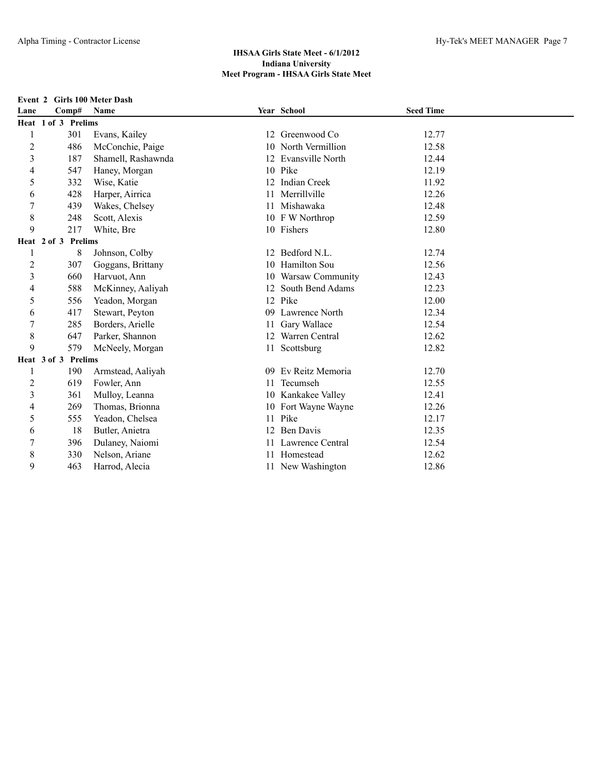**IHSAA Girls State Meet - 6/1/2012**
**Indiana University**
**Meet Program - IHSAA Girls State Meet**

**Event 2 Girls 100 Meter Dash**

| Lane | Comp# | Name | Year | School | Seed Time |
|---|---|---|---|---|---|
| **Heat 1 of 3 Prelims** | | | | | |
| 1 | 301 | Evans, Kailey | 12 | Greenwood Co | 12.77 |
| 2 | 486 | McConchie, Paige | 10 | North Vermillion | 12.58 |
| 3 | 187 | Shamell, Rashawnda | 12 | Evansville North | 12.44 |
| 4 | 547 | Haney, Morgan | 10 | Pike | 12.19 |
| 5 | 332 | Wise, Katie | 12 | Indian Creek | 11.92 |
| 6 | 428 | Harper, Airrica | 11 | Merrillville | 12.26 |
| 7 | 439 | Wakes, Chelsey | 11 | Mishawaka | 12.48 |
| 8 | 248 | Scott, Alexis | 10 | F W Northrop | 12.59 |
| 9 | 217 | White, Bre | 10 | Fishers | 12.80 |
| **Heat 2 of 3 Prelims** | | | | | |
| 1 | 8 | Johnson, Colby | 12 | Bedford N.L. | 12.74 |
| 2 | 307 | Goggans, Brittany | 10 | Hamilton Sou | 12.56 |
| 3 | 660 | Harvuot, Ann | 10 | Warsaw Community | 12.43 |
| 4 | 588 | McKinney, Aaliyah | 12 | South Bend Adams | 12.23 |
| 5 | 556 | Yeadon, Morgan | 12 | Pike | 12.00 |
| 6 | 417 | Stewart, Peyton | 09 | Lawrence North | 12.34 |
| 7 | 285 | Borders, Arielle | 11 | Gary Wallace | 12.54 |
| 8 | 647 | Parker, Shannon | 12 | Warren Central | 12.62 |
| 9 | 579 | McNeely, Morgan | 11 | Scottsburg | 12.82 |
| **Heat 3 of 3 Prelims** | | | | | |
| 1 | 190 | Armstead, Aaliyah | 09 | Ev Reitz Memoria | 12.70 |
| 2 | 619 | Fowler, Ann | 11 | Tecumseh | 12.55 |
| 3 | 361 | Mulloy, Leanna | 10 | Kankakee Valley | 12.41 |
| 4 | 269 | Thomas, Brionna | 10 | Fort Wayne Wayne | 12.26 |
| 5 | 555 | Yeadon, Chelsea | 11 | Pike | 12.17 |
| 6 | 18 | Butler, Anietra | 12 | Ben Davis | 12.35 |
| 7 | 396 | Dulaney, Naiomi | 11 | Lawrence Central | 12.54 |
| 8 | 330 | Nelson, Ariane | 11 | Homestead | 12.62 |
| 9 | 463 | Harrod, Alecia | 11 | New Washington | 12.86 |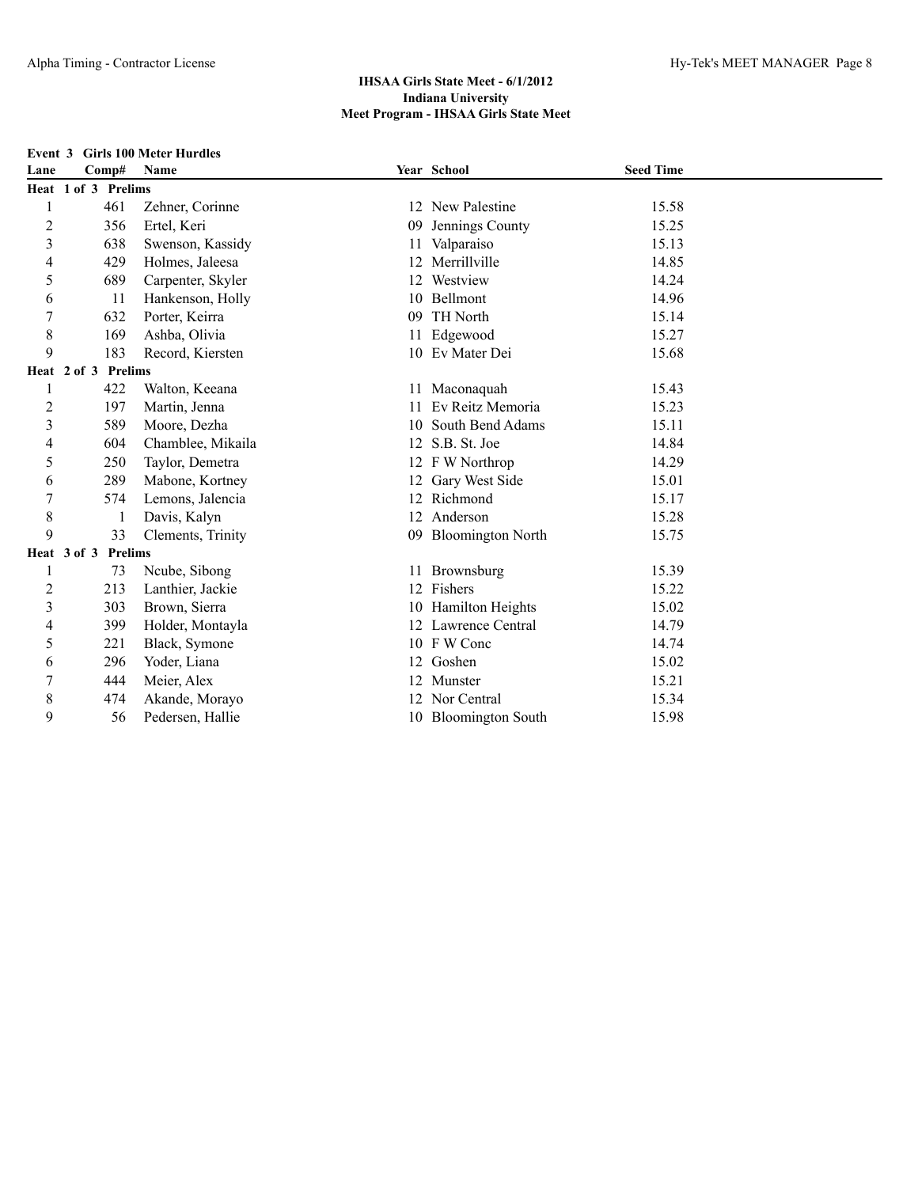**IHSAA Girls State Meet - 6/1/2012**
**Indiana University**
**Meet Program - IHSAA Girls State Meet**

**Event 3 Girls 100 Meter Hurdles**

| Lane | Comp# | Name | Year | School | Seed Time |
|---|---|---|---|---|---|
| **Heat 1 of 3 Prelims** | | | | | |
| 1 | 461 | Zehner, Corinne | 12 | New Palestine | 15.58 |
| 2 | 356 | Ertel, Keri | 09 | Jennings County | 15.25 |
| 3 | 638 | Swenson, Kassidy | 11 | Valparaiso | 15.13 |
| 4 | 429 | Holmes, Jaleesa | 12 | Merrillville | 14.85 |
| 5 | 689 | Carpenter, Skyler | 12 | Westview | 14.24 |
| 6 | 11 | Hankenson, Holly | 10 | Bellmont | 14.96 |
| 7 | 632 | Porter, Keirra | 09 | TH North | 15.14 |
| 8 | 169 | Ashba, Olivia | 11 | Edgewood | 15.27 |
| 9 | 183 | Record, Kiersten | 10 | Ev Mater Dei | 15.68 |
| **Heat 2 of 3 Prelims** | | | | | |
| 1 | 422 | Walton, Keeana | 11 | Maconaquah | 15.43 |
| 2 | 197 | Martin, Jenna | 11 | Ev Reitz Memoria | 15.23 |
| 3 | 589 | Moore, Dezha | 10 | South Bend Adams | 15.11 |
| 4 | 604 | Chamblee, Mikaila | 12 | S.B. St. Joe | 14.84 |
| 5 | 250 | Taylor, Demetra | 12 | F W Northrop | 14.29 |
| 6 | 289 | Mabone, Kortney | 12 | Gary West Side | 15.01 |
| 7 | 574 | Lemons, Jalencia | 12 | Richmond | 15.17 |
| 8 | 1 | Davis, Kalyn | 12 | Anderson | 15.28 |
| 9 | 33 | Clements, Trinity | 09 | Bloomington North | 15.75 |
| **Heat 3 of 3 Prelims** | | | | | |
| 1 | 73 | Ncube, Sibong | 11 | Brownsburg | 15.39 |
| 2 | 213 | Lanthier, Jackie | 12 | Fishers | 15.22 |
| 3 | 303 | Brown, Sierra | 10 | Hamilton Heights | 15.02 |
| 4 | 399 | Holder, Montayla | 12 | Lawrence Central | 14.79 |
| 5 | 221 | Black, Symone | 10 | F W Conc | 14.74 |
| 6 | 296 | Yoder, Liana | 12 | Goshen | 15.02 |
| 7 | 444 | Meier, Alex | 12 | Munster | 15.21 |
| 8 | 474 | Akande, Morayo | 12 | Nor Central | 15.34 |
| 9 | 56 | Pedersen, Hallie | 10 | Bloomington South | 15.98 |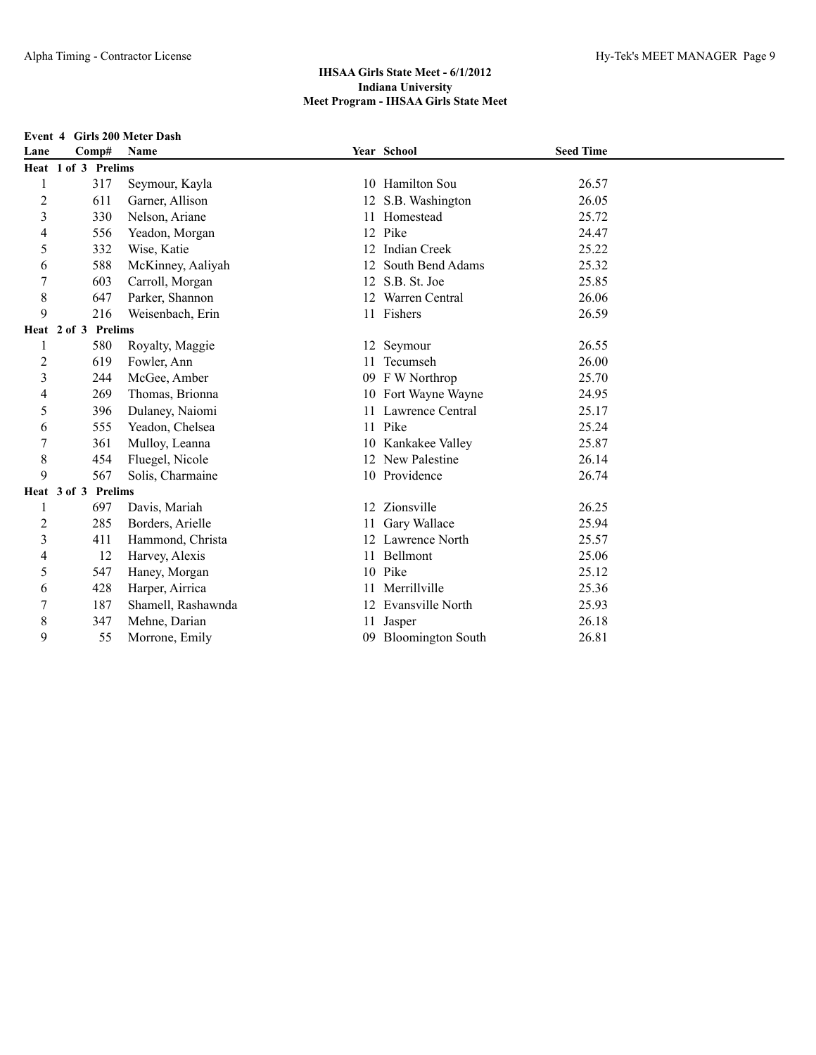**IHSAA Girls State Meet - 6/1/2012**
**Indiana University**
**Meet Program - IHSAA Girls State Meet**

### Event 4 Girls 200 Meter Dash

| Lane | Comp# | Name | Year | School | Seed Time |
|---|---|---|---|---|---|
| **Heat 1 of 3 Prelims** | | | | | |
| 1 | 317 | Seymour, Kayla | 10 | Hamilton Sou | 26.57 |
| 2 | 611 | Garner, Allison | 12 | S.B. Washington | 26.05 |
| 3 | 330 | Nelson, Ariane | 11 | Homestead | 25.72 |
| 4 | 556 | Yeadon, Morgan | 12 | Pike | 24.47 |
| 5 | 332 | Wise, Katie | 12 | Indian Creek | 25.22 |
| 6 | 588 | McKinney, Aaliyah | 12 | South Bend Adams | 25.32 |
| 7 | 603 | Carroll, Morgan | 12 | S.B. St. Joe | 25.85 |
| 8 | 647 | Parker, Shannon | 12 | Warren Central | 26.06 |
| 9 | 216 | Weisenbach, Erin | 11 | Fishers | 26.59 |
| **Heat 2 of 3 Prelims** | | | | | |
| 1 | 580 | Royalty, Maggie | 12 | Seymour | 26.55 |
| 2 | 619 | Fowler, Ann | 11 | Tecumseh | 26.00 |
| 3 | 244 | McGee, Amber | 09 | F W Northrop | 25.70 |
| 4 | 269 | Thomas, Brionna | 10 | Fort Wayne Wayne | 24.95 |
| 5 | 396 | Dulaney, Naiomi | 11 | Lawrence Central | 25.17 |
| 6 | 555 | Yeadon, Chelsea | 11 | Pike | 25.24 |
| 7 | 361 | Mulloy, Leanna | 10 | Kankakee Valley | 25.87 |
| 8 | 454 | Fluegel, Nicole | 12 | New Palestine | 26.14 |
| 9 | 567 | Solis, Charmaine | 10 | Providence | 26.74 |
| **Heat 3 of 3 Prelims** | | | | | |
| 1 | 697 | Davis, Mariah | 12 | Zionsville | 26.25 |
| 2 | 285 | Borders, Arielle | 11 | Gary Wallace | 25.94 |
| 3 | 411 | Hammond, Christa | 12 | Lawrence North | 25.57 |
| 4 | 12 | Harvey, Alexis | 11 | Bellmont | 25.06 |
| 5 | 547 | Haney, Morgan | 10 | Pike | 25.12 |
| 6 | 428 | Harper, Airrica | 11 | Merrillville | 25.36 |
| 7 | 187 | Shamell, Rashawnda | 12 | Evansville North | 25.93 |
| 8 | 347 | Mehne, Darian | 11 | Jasper | 26.18 |
| 9 | 55 | Morrone, Emily | 09 | Bloomington South | 26.81 |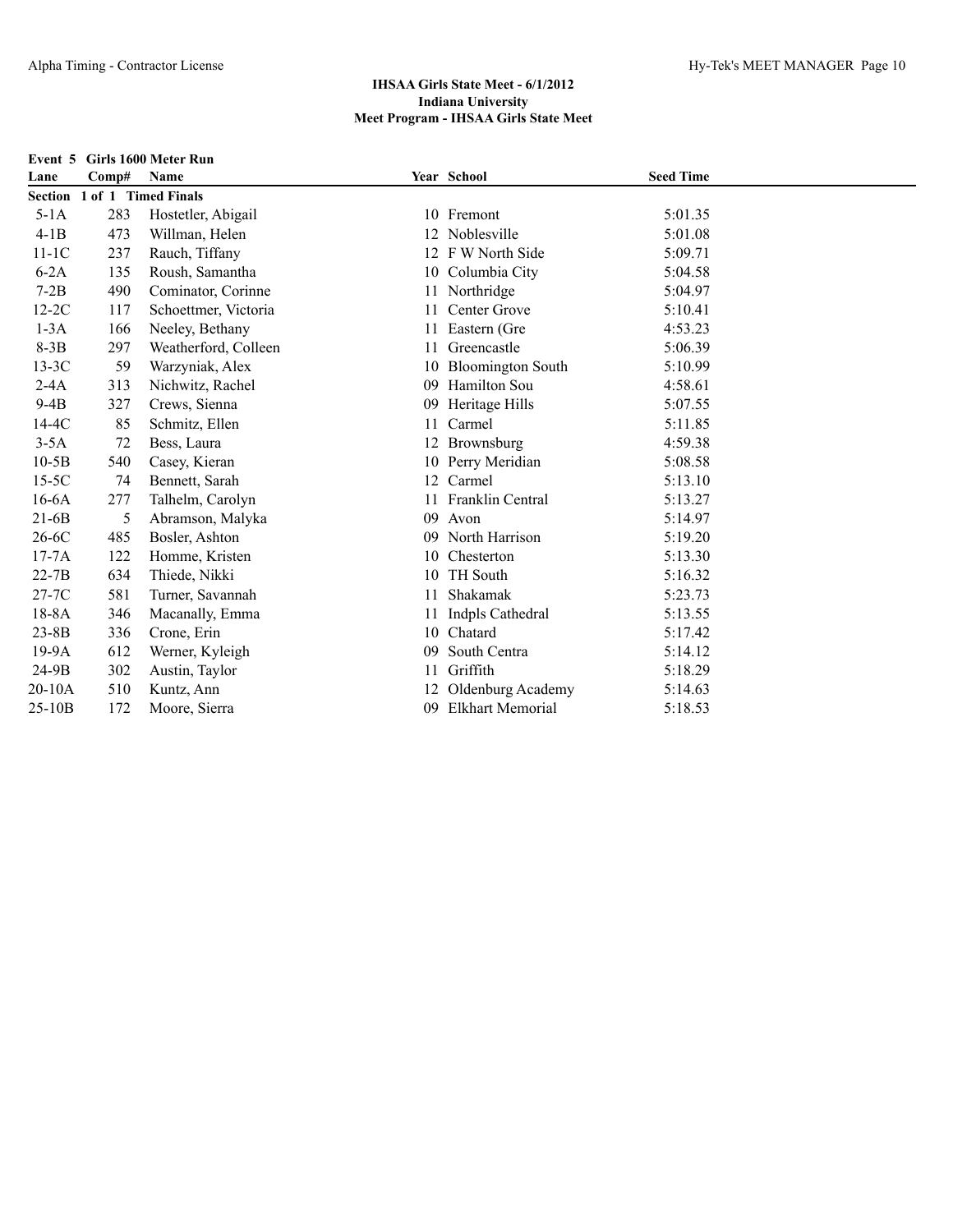**IHSAA Girls State Meet - 6/1/2012**
**Indiana University**
**Meet Program - IHSAA Girls State Meet**

**Event 5 Girls 1600 Meter Run**

| Lane | Comp# | Name | Year | School | Seed Time |
|---|---|---|---|---|---|
| **Section 1 of 1 Timed Finals** | | | | | |
| 5-1A | 283 | Hostetler, Abigail | 10 | Fremont | 5:01.35 |
| 4-1B | 473 | Willman, Helen | 12 | Noblesville | 5:01.08 |
| 11-1C | 237 | Rauch, Tiffany | 12 | F W North Side | 5:09.71 |
| 6-2A | 135 | Roush, Samantha | 10 | Columbia City | 5:04.58 |
| 7-2B | 490 | Cominator, Corinne | 11 | Northridge | 5:04.97 |
| 12-2C | 117 | Schoettmer, Victoria | 11 | Center Grove | 5:10.41 |
| 1-3A | 166 | Neeley, Bethany | 11 | Eastern (Gre | 4:53.23 |
| 8-3B | 297 | Weatherford, Colleen | 11 | Greencastle | 5:06.39 |
| 13-3C | 59 | Warzyniak, Alex | 10 | Bloomington South | 5:10.99 |
| 2-4A | 313 | Nichwitz, Rachel | 09 | Hamilton Sou | 4:58.61 |
| 9-4B | 327 | Crews, Sienna | 09 | Heritage Hills | 5:07.55 |
| 14-4C | 85 | Schmitz, Ellen | 11 | Carmel | 5:11.85 |
| 3-5A | 72 | Bess, Laura | 12 | Brownsburg | 4:59.38 |
| 10-5B | 540 | Casey, Kieran | 10 | Perry Meridian | 5:08.58 |
| 15-5C | 74 | Bennett, Sarah | 12 | Carmel | 5:13.10 |
| 16-6A | 277 | Talhelm, Carolyn | 11 | Franklin Central | 5:13.27 |
| 21-6B | 5 | Abramson, Malyka | 09 | Avon | 5:14.97 |
| 26-6C | 485 | Bosler, Ashton | 09 | North Harrison | 5:19.20 |
| 17-7A | 122 | Homme, Kristen | 10 | Chesterton | 5:13.30 |
| 22-7B | 634 | Thiede, Nikki | 10 | TH South | 5:16.32 |
| 27-7C | 581 | Turner, Savannah | 11 | Shakamak | 5:23.73 |
| 18-8A | 346 | Macanally, Emma | 11 | Indpls Cathedral | 5:13.55 |
| 23-8B | 336 | Crone, Erin | 10 | Chatard | 5:17.42 |
| 19-9A | 612 | Werner, Kyleigh | 09 | South Centra | 5:14.12 |
| 24-9B | 302 | Austin, Taylor | 11 | Griffith | 5:18.29 |
| 20-10A | 510 | Kuntz, Ann | 12 | Oldenburg Academy | 5:14.63 |
| 25-10B | 172 | Moore, Sierra | 09 | Elkhart Memorial | 5:18.53 |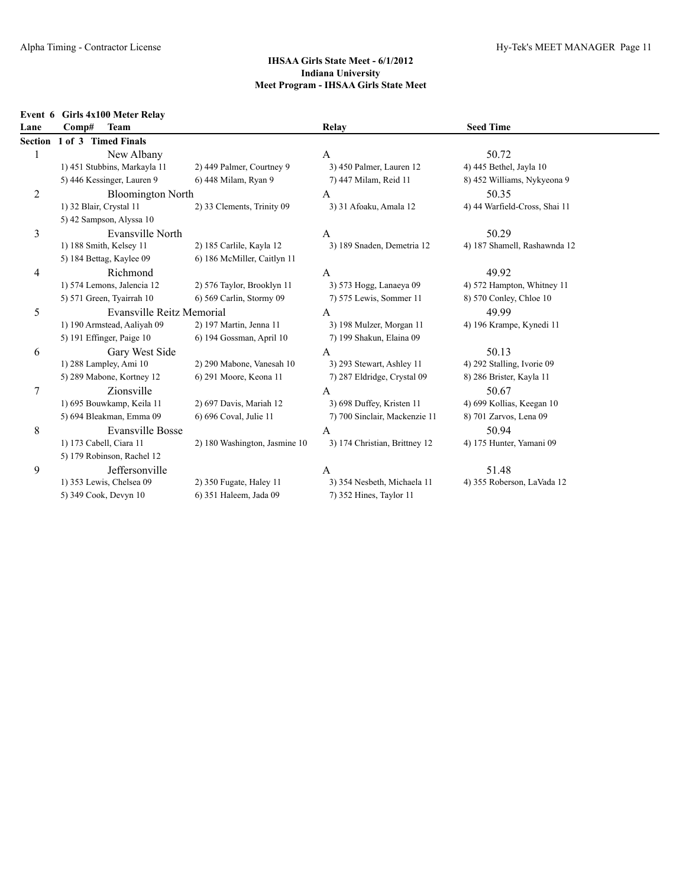## IHSAA Girls State Meet - 6/1/2012
### Indiana University
### Meet Program - IHSAA Girls State Meet

**Event 6 Girls 4x100 Meter Relay**

| Lane | Comp# Team | | Relay | Seed Time |
|---|---|---|---|---|
| **Section 1 of 3 Timed Finals** | | | | |
| 1 | New Albany | | A | 50.72 |
| | 1) 451 Stubbins, Markayla 11 | 2) 449 Palmer, Courtney 9 | 3) 450 Palmer, Lauren 12 | 4) 445 Bethel, Jayla 10 |
| | 5) 446 Kessinger, Lauren 9 | 6) 448 Milam, Ryan 9 | 7) 447 Milam, Reid 11 | 8) 452 Williams, Nykyeona 9 |
| 2 | Bloomington North | | A | 50.35 |
| | 1) 32 Blair, Crystal 11 | 2) 33 Clements, Trinity 09 | 3) 31 Afoaku, Amala 12 | 4) 44 Warfield-Cross, Shai 11 |
| | 5) 42 Sampson, Alyssa 10 | | | |
| 3 | Evansville North | | A | 50.29 |
| | 1) 188 Smith, Kelsey 11 | 2) 185 Carlile, Kayla 12 | 3) 189 Snaden, Demetria 12 | 4) 187 Shamell, Rashawnda 12 |
| | 5) 184 Bettag, Kaylee 09 | 6) 186 McMiller, Caitlyn 11 | | |
| 4 | Richmond | | A | 49.92 |
| | 1) 574 Lemons, Jalencia 12 | 2) 576 Taylor, Brooklyn 11 | 3) 573 Hogg, Lanaeya 09 | 4) 572 Hampton, Whitney 11 |
| | 5) 571 Green, Tyairrah 10 | 6) 569 Carlin, Stormy 09 | 7) 575 Lewis, Sommer 11 | 8) 570 Conley, Chloe 10 |
| 5 | Evansville Reitz Memorial | | A | 49.99 |
| | 1) 190 Armstead, Aaliyah 09 | 2) 197 Martin, Jenna 11 | 3) 198 Mulzer, Morgan 11 | 4) 196 Krampe, Kynedi 11 |
| | 5) 191 Effinger, Paige 10 | 6) 194 Gossman, April 10 | 7) 199 Shakun, Elaina 09 | |
| 6 | Gary West Side | | A | 50.13 |
| | 1) 288 Lampley, Ami 10 | 2) 290 Mabone, Vanesah 10 | 3) 293 Stewart, Ashley 11 | 4) 292 Stalling, Ivorie 09 |
| | 5) 289 Mabone, Kortney 12 | 6) 291 Moore, Keona 11 | 7) 287 Eldridge, Crystal 09 | 8) 286 Brister, Kayla 11 |
| 7 | Zionsville | | A | 50.67 |
| | 1) 695 Bouwkamp, Keila 11 | 2) 697 Davis, Mariah 12 | 3) 698 Duffey, Kristen 11 | 4) 699 Kollias, Keegan 10 |
| | 5) 694 Bleakman, Emma 09 | 6) 696 Coval, Julie 11 | 7) 700 Sinclair, Mackenzie 11 | 8) 701 Zarvos, Lena 09 |
| 8 | Evansville Bosse | | A | 50.94 |
| | 1) 173 Cabell, Ciara 11 | 2) 180 Washington, Jasmine 10 | 3) 174 Christian, Brittney 12 | 4) 175 Hunter, Yamani 09 |
| | 5) 179 Robinson, Rachel 12 | | | |
| 9 | Jeffersonville | | A | 51.48 |
| | 1) 353 Lewis, Chelsea 09 | 2) 350 Fugate, Haley 11 | 3) 354 Nesbeth, Michaela 11 | 4) 355 Roberson, LaVada 12 |
| | 5) 349 Cook, Devyn 10 | 6) 351 Haleem, Jada 09 | 7) 352 Hines, Taylor 11 | |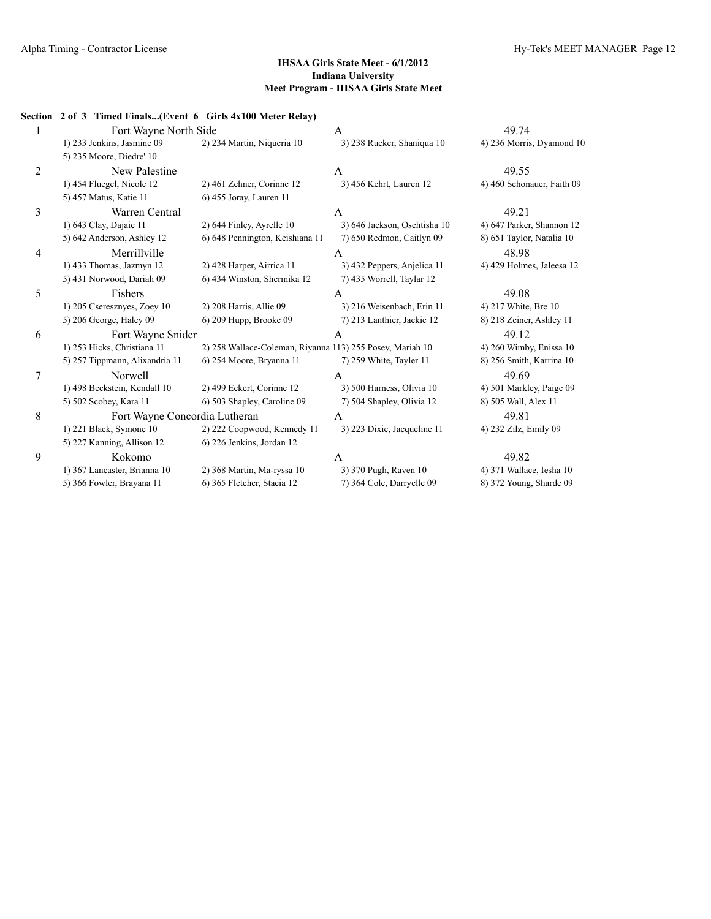**IHSAA Girls State Meet - 6/1/2012**
**Indiana University**
**Meet Program - IHSAA Girls State Meet**

**Section 2 of 3 Timed Finals...(Event 6 Girls 4x100 Meter Relay)**

| Lane | Team | Relay | Seed Time |
|---|---|---|---|
| 1 | Fort Wayne North Side | A | 49.74 |
| | 1) 233 Jenkins, Jasmine 09; 2) 234 Martin, Niqueria 10; 3) 238 Rucker, Shaniqua 10; 4) 236 Morris, Dyamond 10; 5) 235 Moore, Diedre' 10 | | |
| 2 | New Palestine | A | 49.55 |
| | 1) 454 Fluegel, Nicole 12; 2) 461 Zehner, Corinne 12; 3) 456 Kehrt, Lauren 12; 4) 460 Schonauer, Faith 09; 5) 457 Matus, Katie 11; 6) 455 Joray, Lauren 11 | | |
| 3 | Warren Central | A | 49.21 |
| | 1) 643 Clay, Dajaie 11; 2) 644 Finley, Ayrelle 10; 3) 646 Jackson, Oschtisha 10; 4) 647 Parker, Shannon 12; 5) 642 Anderson, Ashley 12; 6) 648 Pennington, Keishiana 11; 7) 650 Redmon, Caitlyn 09; 8) 651 Taylor, Natalia 10 | | |
| 4 | Merrillville | A | 48.98 |
| | 1) 433 Thomas, Jazmyn 12; 2) 428 Harper, Airrica 11; 3) 432 Peppers, Anjelica 11; 4) 429 Holmes, Jaleesa 12; 5) 431 Norwood, Dariah 09; 6) 434 Winston, Shermika 12; 7) 435 Worrell, Taylar 12 | | |
| 5 | Fishers | A | 49.08 |
| | 1) 205 Cseresznyes, Zoey 10; 2) 208 Harris, Allie 09; 3) 216 Weisenbach, Erin 11; 4) 217 White, Bre 10; 5) 206 George, Haley 09; 6) 209 Hupp, Brooke 09; 7) 213 Lanthier, Jackie 12; 8) 218 Zeiner, Ashley 11 | | |
| 6 | Fort Wayne Snider | A | 49.12 |
| | 1) 253 Hicks, Christiana 11; 2) 258 Wallace-Coleman, Riyanna 11; 3) 255 Posey, Mariah 10; 4) 260 Wimby, Enissa 10; 5) 257 Tippmann, Alixandria 11; 6) 254 Moore, Bryanna 11; 7) 259 White, Tayler 11; 8) 256 Smith, Karrina 10 | | |
| 7 | Norwell | A | 49.69 |
| | 1) 498 Beckstein, Kendall 10; 2) 499 Eckert, Corinne 12; 3) 500 Harness, Olivia 10; 4) 501 Markley, Paige 09; 5) 502 Scobey, Kara 11; 6) 503 Shapley, Caroline 09; 7) 504 Shapley, Olivia 12; 8) 505 Wall, Alex 11 | | |
| 8 | Fort Wayne Concordia Lutheran | A | 49.81 |
| | 1) 221 Black, Symone 10; 2) 222 Coopwood, Kennedy 11; 3) 223 Dixie, Jacqueline 11; 4) 232 Zilz, Emily 09; 5) 227 Kanning, Allison 12; 6) 226 Jenkins, Jordan 12 | | |
| 9 | Kokomo | A | 49.82 |
| | 1) 367 Lancaster, Brianna 10; 2) 368 Martin, Ma-ryssa 10; 3) 370 Pugh, Raven 10; 4) 371 Wallace, Iesha 10; 5) 366 Fowler, Brayana 11; 6) 365 Fletcher, Stacia 12; 7) 364 Cole, Darryelle 09; 8) 372 Young, Sharde 09 | | |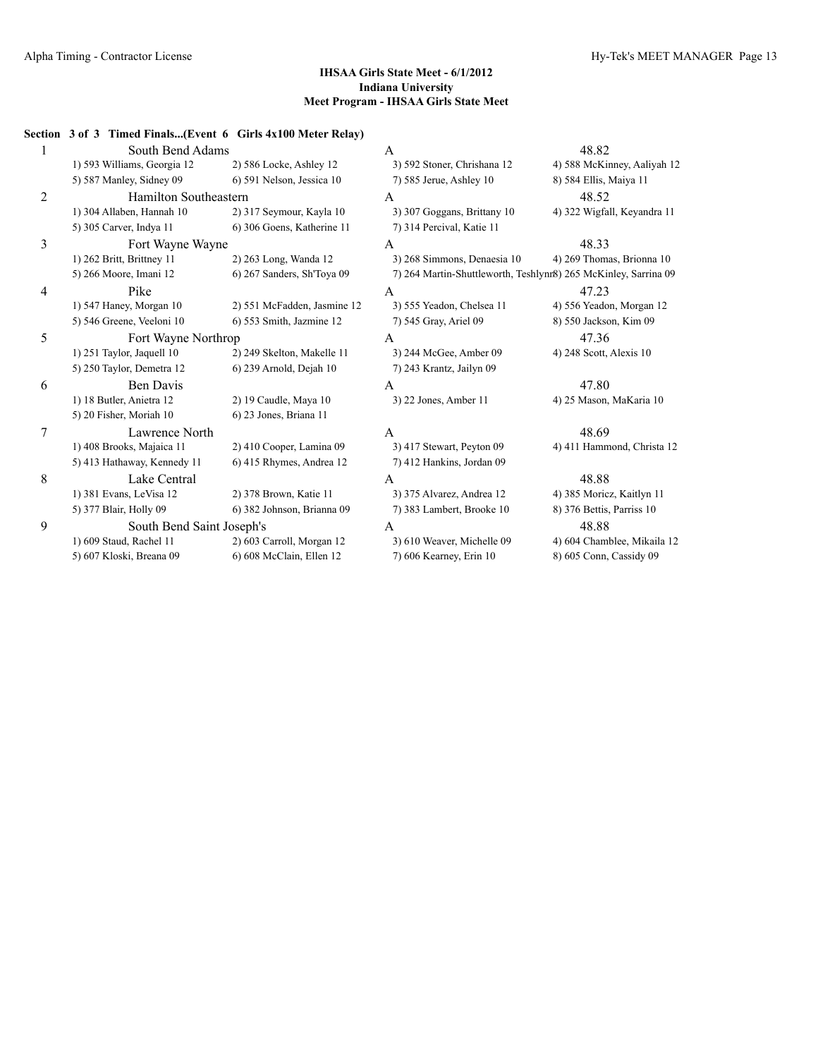**IHSAA Girls State Meet - 6/1/2012**
**Indiana University**
**Meet Program - IHSAA Girls State Meet**

**Section 3 of 3 Timed Finals...(Event 6 Girls 4x100 Meter Relay)**

| Lane | Team | Relay | Seed Time |
|---|---|---|---|
| 1 | South Bend Adams | A | 48.82 |
| | 1) 593 Williams, Georgia 12 · 2) 586 Locke, Ashley 12 · 3) 592 Stoner, Chrishana 12 · 4) 588 McKinney, Aaliyah 12 · 5) 587 Manley, Sidney 09 · 6) 591 Nelson, Jessica 10 · 7) 585 Jerue, Ashley 10 · 8) 584 Ellis, Maiya 11 | | |
| 2 | Hamilton Southeastern | A | 48.52 |
| | 1) 304 Allaben, Hannah 10 · 2) 317 Seymour, Kayla 10 · 3) 307 Goggans, Brittany 10 · 4) 322 Wigfall, Keyandra 11 · 5) 305 Carver, Indya 11 · 6) 306 Goens, Katherine 11 · 7) 314 Percival, Katie 11 | | |
| 3 | Fort Wayne Wayne | A | 48.33 |
| | 1) 262 Britt, Brittney 11 · 2) 263 Long, Wanda 12 · 3) 268 Simmons, Denaesia 10 · 4) 269 Thomas, Brionna 10 · 5) 266 Moore, Imani 12 · 6) 267 Sanders, Sh'Toya 09 · 7) 264 Martin-Shuttleworth, Teshlynn · 8) 265 McKinley, Sarrina 09 | | |
| 4 | Pike | A | 47.23 |
| | 1) 547 Haney, Morgan 10 · 2) 551 McFadden, Jasmine 12 · 3) 555 Yeadon, Chelsea 11 · 4) 556 Yeadon, Morgan 12 · 5) 546 Greene, Veeloni 10 · 6) 553 Smith, Jazmine 12 · 7) 545 Gray, Ariel 09 · 8) 550 Jackson, Kim 09 | | |
| 5 | Fort Wayne Northrop | A | 47.36 |
| | 1) 251 Taylor, Jaquell 10 · 2) 249 Skelton, Makelle 11 · 3) 244 McGee, Amber 09 · 4) 248 Scott, Alexis 10 · 5) 250 Taylor, Demetra 12 · 6) 239 Arnold, Dejah 10 · 7) 243 Krantz, Jailyn 09 | | |
| 6 | Ben Davis | A | 47.80 |
| | 1) 18 Butler, Anietra 12 · 2) 19 Caudle, Maya 10 · 3) 22 Jones, Amber 11 · 4) 25 Mason, MaKaria 10 · 5) 20 Fisher, Moriah 10 · 6) 23 Jones, Briana 11 | | |
| 7 | Lawrence North | A | 48.69 |
| | 1) 408 Brooks, Majaica 11 · 2) 410 Cooper, Lamina 09 · 3) 417 Stewart, Peyton 09 · 4) 411 Hammond, Christa 12 · 5) 413 Hathaway, Kennedy 11 · 6) 415 Rhymes, Andrea 12 · 7) 412 Hankins, Jordan 09 | | |
| 8 | Lake Central | A | 48.88 |
| | 1) 381 Evans, LeVisa 12 · 2) 378 Brown, Katie 11 · 3) 375 Alvarez, Andrea 12 · 4) 385 Moricz, Kaitlyn 11 · 5) 377 Blair, Holly 09 · 6) 382 Johnson, Brianna 09 · 7) 383 Lambert, Brooke 10 · 8) 376 Bettis, Parriss 10 | | |
| 9 | South Bend Saint Joseph's | A | 48.88 |
| | 1) 609 Staud, Rachel 11 · 2) 603 Carroll, Morgan 12 · 3) 610 Weaver, Michelle 09 · 4) 604 Chamblee, Mikaila 12 · 5) 607 Kloski, Breana 09 · 6) 608 McClain, Ellen 12 · 7) 606 Kearney, Erin 10 · 8) 605 Conn, Cassidy 09 | | |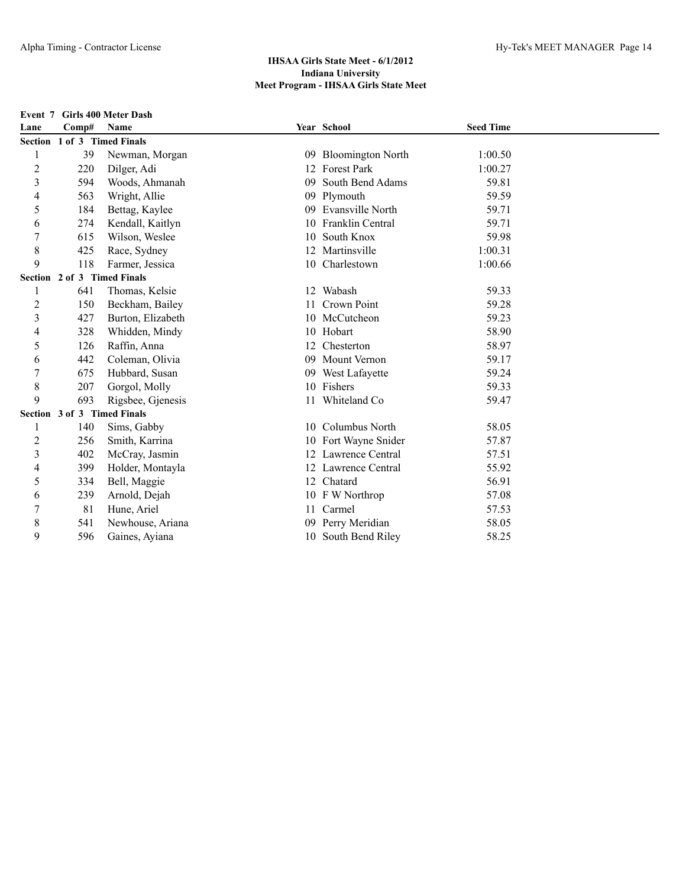## IHSAA Girls State Meet - 6/1/2012
### Indiana University
### Meet Program - IHSAA Girls State Meet

**Event 7 Girls 400 Meter Dash**

| Lane | Comp# | Name | Year | School | Seed Time |
|---|---|---|---|---|---|
| **Section 1 of 3 Timed Finals** | | | | | |
| 1 | 39 | Newman, Morgan | 09 | Bloomington North | 1:00.50 |
| 2 | 220 | Dilger, Adi | 12 | Forest Park | 1:00.27 |
| 3 | 594 | Woods, Ahmanah | 09 | South Bend Adams | 59.81 |
| 4 | 563 | Wright, Allie | 09 | Plymouth | 59.59 |
| 5 | 184 | Bettag, Kaylee | 09 | Evansville North | 59.71 |
| 6 | 274 | Kendall, Kaitlyn | 10 | Franklin Central | 59.71 |
| 7 | 615 | Wilson, Weslee | 10 | South Knox | 59.98 |
| 8 | 425 | Race, Sydney | 12 | Martinsville | 1:00.31 |
| 9 | 118 | Farmer, Jessica | 10 | Charlestown | 1:00.66 |
| **Section 2 of 3 Timed Finals** | | | | | |
| 1 | 641 | Thomas, Kelsie | 12 | Wabash | 59.33 |
| 2 | 150 | Beckham, Bailey | 11 | Crown Point | 59.28 |
| 3 | 427 | Burton, Elizabeth | 10 | McCutcheon | 59.23 |
| 4 | 328 | Whidden, Mindy | 10 | Hobart | 58.90 |
| 5 | 126 | Raffin, Anna | 12 | Chesterton | 58.97 |
| 6 | 442 | Coleman, Olivia | 09 | Mount Vernon | 59.17 |
| 7 | 675 | Hubbard, Susan | 09 | West Lafayette | 59.24 |
| 8 | 207 | Gorgol, Molly | 10 | Fishers | 59.33 |
| 9 | 693 | Rigsbee, Gjenesis | 11 | Whiteland Co | 59.47 |
| **Section 3 of 3 Timed Finals** | | | | | |
| 1 | 140 | Sims, Gabby | 10 | Columbus North | 58.05 |
| 2 | 256 | Smith, Karrina | 10 | Fort Wayne Snider | 57.87 |
| 3 | 402 | McCray, Jasmin | 12 | Lawrence Central | 57.51 |
| 4 | 399 | Holder, Montayla | 12 | Lawrence Central | 55.92 |
| 5 | 334 | Bell, Maggie | 12 | Chatard | 56.91 |
| 6 | 239 | Arnold, Dejah | 10 | F W Northrop | 57.08 |
| 7 | 81 | Hune, Ariel | 11 | Carmel | 57.53 |
| 8 | 541 | Newhouse, Ariana | 09 | Perry Meridian | 58.05 |
| 9 | 596 | Gaines, Ayiana | 10 | South Bend Riley | 58.25 |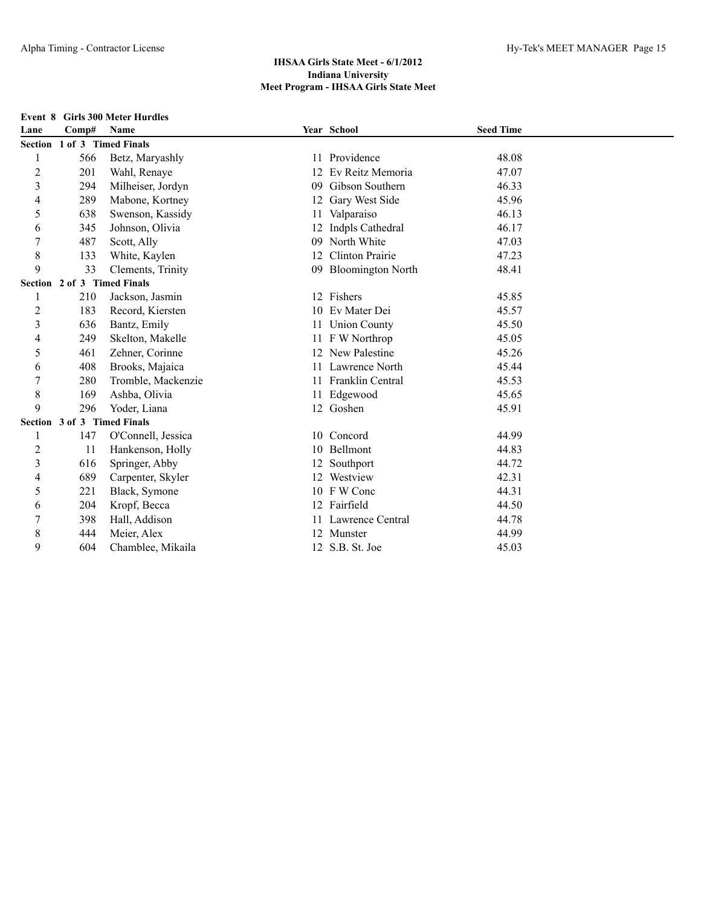**IHSAA Girls State Meet - 6/1/2012**
**Indiana University**
**Meet Program - IHSAA Girls State Meet**

**Event 8 Girls 300 Meter Hurdles**

| Lane | Comp# | Name | Year | School | Seed Time |
|---|---|---|---|---|---|
| **Section 1 of 3 Timed Finals** | | | | | |
| 1 | 566 | Betz, Maryashly | 11 | Providence | 48.08 |
| 2 | 201 | Wahl, Renaye | 12 | Ev Reitz Memoria | 47.07 |
| 3 | 294 | Milheiser, Jordyn | 09 | Gibson Southern | 46.33 |
| 4 | 289 | Mabone, Kortney | 12 | Gary West Side | 45.96 |
| 5 | 638 | Swenson, Kassidy | 11 | Valparaiso | 46.13 |
| 6 | 345 | Johnson, Olivia | 12 | Indpls Cathedral | 46.17 |
| 7 | 487 | Scott, Ally | 09 | North White | 47.03 |
| 8 | 133 | White, Kaylen | 12 | Clinton Prairie | 47.23 |
| 9 | 33 | Clements, Trinity | 09 | Bloomington North | 48.41 |
| **Section 2 of 3 Timed Finals** | | | | | |
| 1 | 210 | Jackson, Jasmin | 12 | Fishers | 45.85 |
| 2 | 183 | Record, Kiersten | 10 | Ev Mater Dei | 45.57 |
| 3 | 636 | Bantz, Emily | 11 | Union County | 45.50 |
| 4 | 249 | Skelton, Makelle | 11 | F W Northrop | 45.05 |
| 5 | 461 | Zehner, Corinne | 12 | New Palestine | 45.26 |
| 6 | 408 | Brooks, Majaica | 11 | Lawrence North | 45.44 |
| 7 | 280 | Tromble, Mackenzie | 11 | Franklin Central | 45.53 |
| 8 | 169 | Ashba, Olivia | 11 | Edgewood | 45.65 |
| 9 | 296 | Yoder, Liana | 12 | Goshen | 45.91 |
| **Section 3 of 3 Timed Finals** | | | | | |
| 1 | 147 | O'Connell, Jessica | 10 | Concord | 44.99 |
| 2 | 11 | Hankenson, Holly | 10 | Bellmont | 44.83 |
| 3 | 616 | Springer, Abby | 12 | Southport | 44.72 |
| 4 | 689 | Carpenter, Skyler | 12 | Westview | 42.31 |
| 5 | 221 | Black, Symone | 10 | F W Conc | 44.31 |
| 6 | 204 | Kropf, Becca | 12 | Fairfield | 44.50 |
| 7 | 398 | Hall, Addison | 11 | Lawrence Central | 44.78 |
| 8 | 444 | Meier, Alex | 12 | Munster | 44.99 |
| 9 | 604 | Chamblee, Mikaila | 12 | S.B. St. Joe | 45.03 |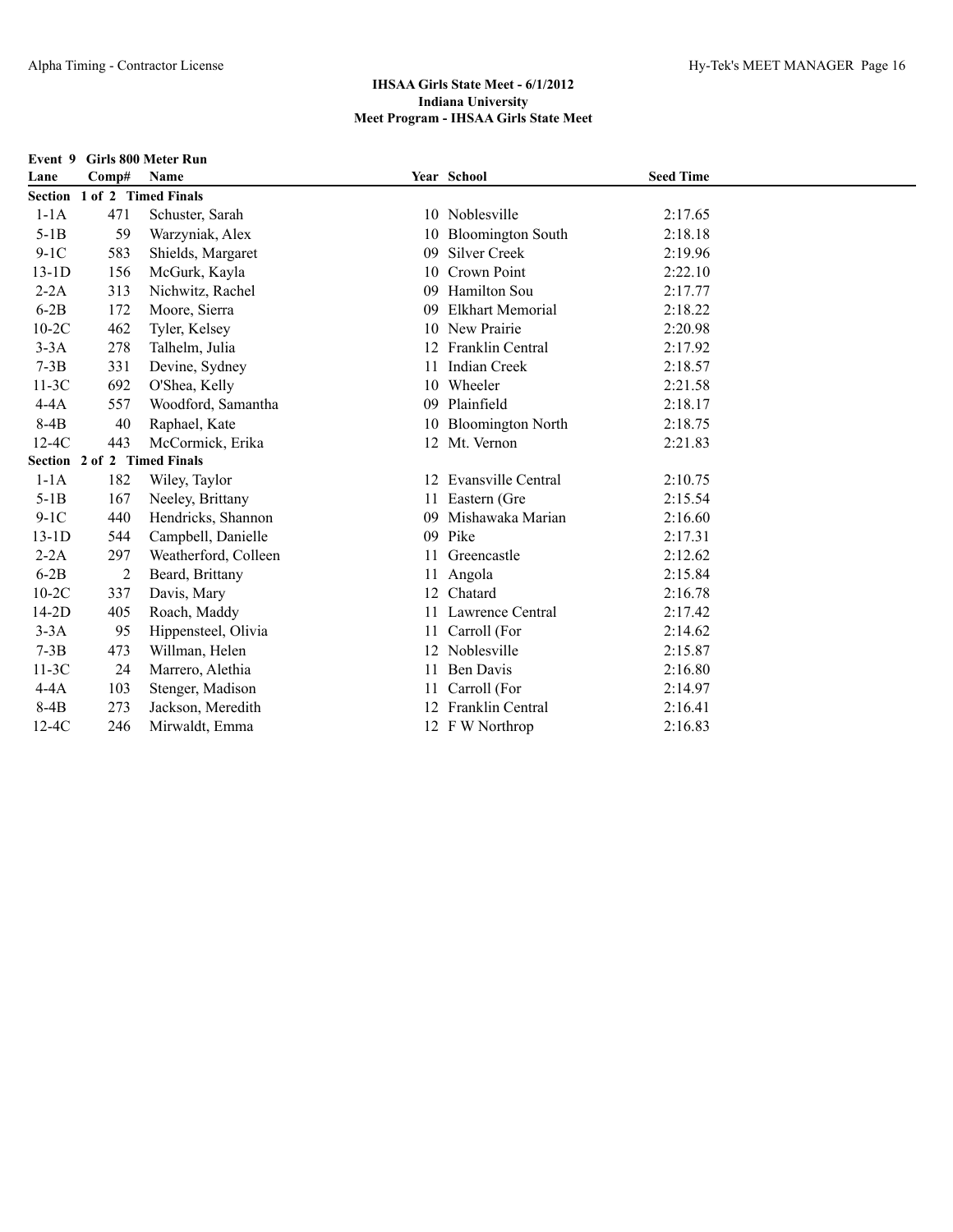## IHSAA Girls State Meet - 6/1/2012
## Indiana University
## Meet Program - IHSAA Girls State Meet

**Event 9 Girls 800 Meter Run**

| Lane | Comp# | Name | Year | School | Seed Time |
|---|---|---|---|---|---|
| **Section 1 of 2 Timed Finals** | | | | | |
| 1-1A | 471 | Schuster, Sarah | 10 | Noblesville | 2:17.65 |
| 5-1B | 59 | Warzyniak, Alex | 10 | Bloomington South | 2:18.18 |
| 9-1C | 583 | Shields, Margaret | 09 | Silver Creek | 2:19.96 |
| 13-1D | 156 | McGurk, Kayla | 10 | Crown Point | 2:22.10 |
| 2-2A | 313 | Nichwitz, Rachel | 09 | Hamilton Sou | 2:17.77 |
| 6-2B | 172 | Moore, Sierra | 09 | Elkhart Memorial | 2:18.22 |
| 10-2C | 462 | Tyler, Kelsey | 10 | New Prairie | 2:20.98 |
| 3-3A | 278 | Talhelm, Julia | 12 | Franklin Central | 2:17.92 |
| 7-3B | 331 | Devine, Sydney | 11 | Indian Creek | 2:18.57 |
| 11-3C | 692 | O'Shea, Kelly | 10 | Wheeler | 2:21.58 |
| 4-4A | 557 | Woodford, Samantha | 09 | Plainfield | 2:18.17 |
| 8-4B | 40 | Raphael, Kate | 10 | Bloomington North | 2:18.75 |
| 12-4C | 443 | McCormick, Erika | 12 | Mt. Vernon | 2:21.83 |
| **Section 2 of 2 Timed Finals** | | | | | |
| 1-1A | 182 | Wiley, Taylor | 12 | Evansville Central | 2:10.75 |
| 5-1B | 167 | Neeley, Brittany | 11 | Eastern (Gre | 2:15.54 |
| 9-1C | 440 | Hendricks, Shannon | 09 | Mishawaka Marian | 2:16.60 |
| 13-1D | 544 | Campbell, Danielle | 09 | Pike | 2:17.31 |
| 2-2A | 297 | Weatherford, Colleen | 11 | Greencastle | 2:12.62 |
| 6-2B | 2 | Beard, Brittany | 11 | Angola | 2:15.84 |
| 10-2C | 337 | Davis, Mary | 12 | Chatard | 2:16.78 |
| 14-2D | 405 | Roach, Maddy | 11 | Lawrence Central | 2:17.42 |
| 3-3A | 95 | Hippensteel, Olivia | 11 | Carroll (For | 2:14.62 |
| 7-3B | 473 | Willman, Helen | 12 | Noblesville | 2:15.87 |
| 11-3C | 24 | Marrero, Alethia | 11 | Ben Davis | 2:16.80 |
| 4-4A | 103 | Stenger, Madison | 11 | Carroll (For | 2:14.97 |
| 8-4B | 273 | Jackson, Meredith | 12 | Franklin Central | 2:16.41 |
| 12-4C | 246 | Mirwaldt, Emma | 12 | F W Northrop | 2:16.83 |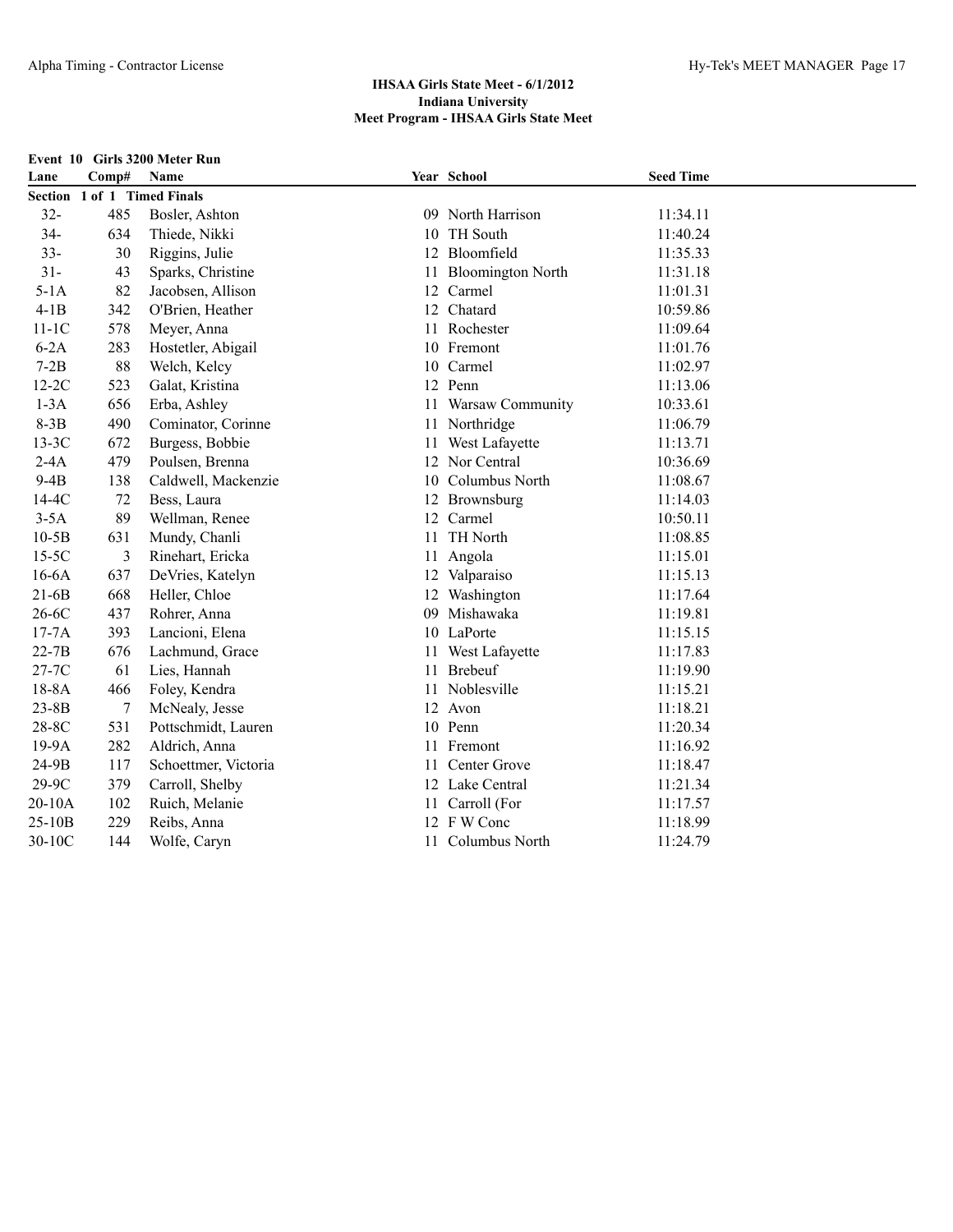# IHSAA Girls State Meet - 6/1/2012
## Indiana University
## Meet Program - IHSAA Girls State Meet

**Event 10 Girls 3200 Meter Run**

| Lane | Comp# | Name | Year | School | Seed Time |
|---|---|---|---|---|---|
| **Section 1 of 1 Timed Finals** | | | | | |
| 32- | 485 | Bosler, Ashton | 09 | North Harrison | 11:34.11 |
| 34- | 634 | Thiede, Nikki | 10 | TH South | 11:40.24 |
| 33- | 30 | Riggins, Julie | 12 | Bloomfield | 11:35.33 |
| 31- | 43 | Sparks, Christine | 11 | Bloomington North | 11:31.18 |
| 5-1A | 82 | Jacobsen, Allison | 12 | Carmel | 11:01.31 |
| 4-1B | 342 | O'Brien, Heather | 12 | Chatard | 10:59.86 |
| 11-1C | 578 | Meyer, Anna | 11 | Rochester | 11:09.64 |
| 6-2A | 283 | Hostetler, Abigail | 10 | Fremont | 11:01.76 |
| 7-2B | 88 | Welch, Kelcy | 10 | Carmel | 11:02.97 |
| 12-2C | 523 | Galat, Kristina | 12 | Penn | 11:13.06 |
| 1-3A | 656 | Erba, Ashley | 11 | Warsaw Community | 10:33.61 |
| 8-3B | 490 | Cominator, Corinne | 11 | Northridge | 11:06.79 |
| 13-3C | 672 | Burgess, Bobbie | 11 | West Lafayette | 11:13.71 |
| 2-4A | 479 | Poulsen, Brenna | 12 | Nor Central | 10:36.69 |
| 9-4B | 138 | Caldwell, Mackenzie | 10 | Columbus North | 11:08.67 |
| 14-4C | 72 | Bess, Laura | 12 | Brownsburg | 11:14.03 |
| 3-5A | 89 | Wellman, Renee | 12 | Carmel | 10:50.11 |
| 10-5B | 631 | Mundy, Chanli | 11 | TH North | 11:08.85 |
| 15-5C | 3 | Rinehart, Ericka | 11 | Angola | 11:15.01 |
| 16-6A | 637 | DeVries, Katelyn | 12 | Valparaiso | 11:15.13 |
| 21-6B | 668 | Heller, Chloe | 12 | Washington | 11:17.64 |
| 26-6C | 437 | Rohrer, Anna | 09 | Mishawaka | 11:19.81 |
| 17-7A | 393 | Lancioni, Elena | 10 | LaPorte | 11:15.15 |
| 22-7B | 676 | Lachmund, Grace | 11 | West Lafayette | 11:17.83 |
| 27-7C | 61 | Lies, Hannah | 11 | Brebeuf | 11:19.90 |
| 18-8A | 466 | Foley, Kendra | 11 | Noblesville | 11:15.21 |
| 23-8B | 7 | McNealy, Jesse | 12 | Avon | 11:18.21 |
| 28-8C | 531 | Pottschmidt, Lauren | 10 | Penn | 11:20.34 |
| 19-9A | 282 | Aldrich, Anna | 11 | Fremont | 11:16.92 |
| 24-9B | 117 | Schoettmer, Victoria | 11 | Center Grove | 11:18.47 |
| 29-9C | 379 | Carroll, Shelby | 12 | Lake Central | 11:21.34 |
| 20-10A | 102 | Ruich, Melanie | 11 | Carroll (For | 11:17.57 |
| 25-10B | 229 | Reibs, Anna | 12 | F W Conc | 11:18.99 |
| 30-10C | 144 | Wolfe, Caryn | 11 | Columbus North | 11:24.79 |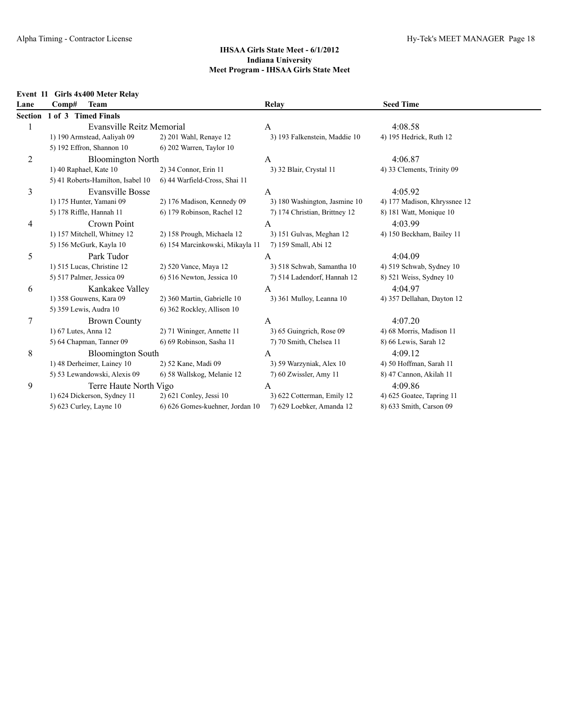## IHSAA Girls State Meet - 6/1/2012
## Indiana University
## Meet Program - IHSAA Girls State Meet

**Event 11 Girls 4x400 Meter Relay**

| Lane | Comp# Team | | Relay | Seed Time |
|---|---|---|---|---|
| **Section 1 of 3 Timed Finals** | | | | |
| 1 | Evansville Reitz Memorial | | A | 4:08.58 |
| | 1) 190 Armstead, Aaliyah 09 | 2) 201 Wahl, Renaye 12 | 3) 193 Falkenstein, Maddie 10 | 4) 195 Hedrick, Ruth 12 |
| | 5) 192 Effron, Shannon 10 | 6) 202 Warren, Taylor 10 | | |
| 2 | Bloomington North | | A | 4:06.87 |
| | 1) 40 Raphael, Kate 10 | 2) 34 Connor, Erin 11 | 3) 32 Blair, Crystal 11 | 4) 33 Clements, Trinity 09 |
| | 5) 41 Roberts-Hamilton, Isabel 10 | 6) 44 Warfield-Cross, Shai 11 | | |
| 3 | Evansville Bosse | | A | 4:05.92 |
| | 1) 175 Hunter, Yamani 09 | 2) 176 Madison, Kennedy 09 | 3) 180 Washington, Jasmine 10 | 4) 177 Madison, Khryssnee 12 |
| | 5) 178 Riffle, Hannah 11 | 6) 179 Robinson, Rachel 12 | 7) 174 Christian, Brittney 12 | 8) 181 Watt, Monique 10 |
| 4 | Crown Point | | A | 4:03.99 |
| | 1) 157 Mitchell, Whitney 12 | 2) 158 Prough, Michaela 12 | 3) 151 Gulvas, Meghan 12 | 4) 150 Beckham, Bailey 11 |
| | 5) 156 McGurk, Kayla 10 | 6) 154 Marcinkowski, Mikayla 11 | 7) 159 Small, Abi 12 | |
| 5 | Park Tudor | | A | 4:04.09 |
| | 1) 515 Lucas, Christine 12 | 2) 520 Vance, Maya 12 | 3) 518 Schwab, Samantha 10 | 4) 519 Schwab, Sydney 10 |
| | 5) 517 Palmer, Jessica 09 | 6) 516 Newton, Jessica 10 | 7) 514 Ladendorf, Hannah 12 | 8) 521 Weiss, Sydney 10 |
| 6 | Kankakee Valley | | A | 4:04.97 |
| | 1) 358 Gouwens, Kara 09 | 2) 360 Martin, Gabrielle 10 | 3) 361 Mulloy, Leanna 10 | 4) 357 Dellahan, Dayton 12 |
| | 5) 359 Lewis, Audra 10 | 6) 362 Rockley, Allison 10 | | |
| 7 | Brown County | | A | 4:07.20 |
| | 1) 67 Lutes, Anna 12 | 2) 71 Wininger, Annette 11 | 3) 65 Guingrich, Rose 09 | 4) 68 Morris, Madison 11 |
| | 5) 64 Chapman, Tanner 09 | 6) 69 Robinson, Sasha 11 | 7) 70 Smith, Chelsea 11 | 8) 66 Lewis, Sarah 12 |
| 8 | Bloomington South | | A | 4:09.12 |
| | 1) 48 Derheimer, Lainey 10 | 2) 52 Kane, Madi 09 | 3) 59 Warzyniak, Alex 10 | 4) 50 Hoffman, Sarah 11 |
| | 5) 53 Lewandowski, Alexis 09 | 6) 58 Wallskog, Melanie 12 | 7) 60 Zwissler, Amy 11 | 8) 47 Cannon, Akilah 11 |
| 9 | Terre Haute North Vigo | | A | 4:09.86 |
| | 1) 624 Dickerson, Sydney 11 | 2) 621 Conley, Jessi 10 | 3) 622 Cotterman, Emily 12 | 4) 625 Goatee, Tapring 11 |
| | 5) 623 Curley, Layne 10 | 6) 626 Gomes-kuehner, Jordan 10 | 7) 629 Loebker, Amanda 12 | 8) 633 Smith, Carson 09 |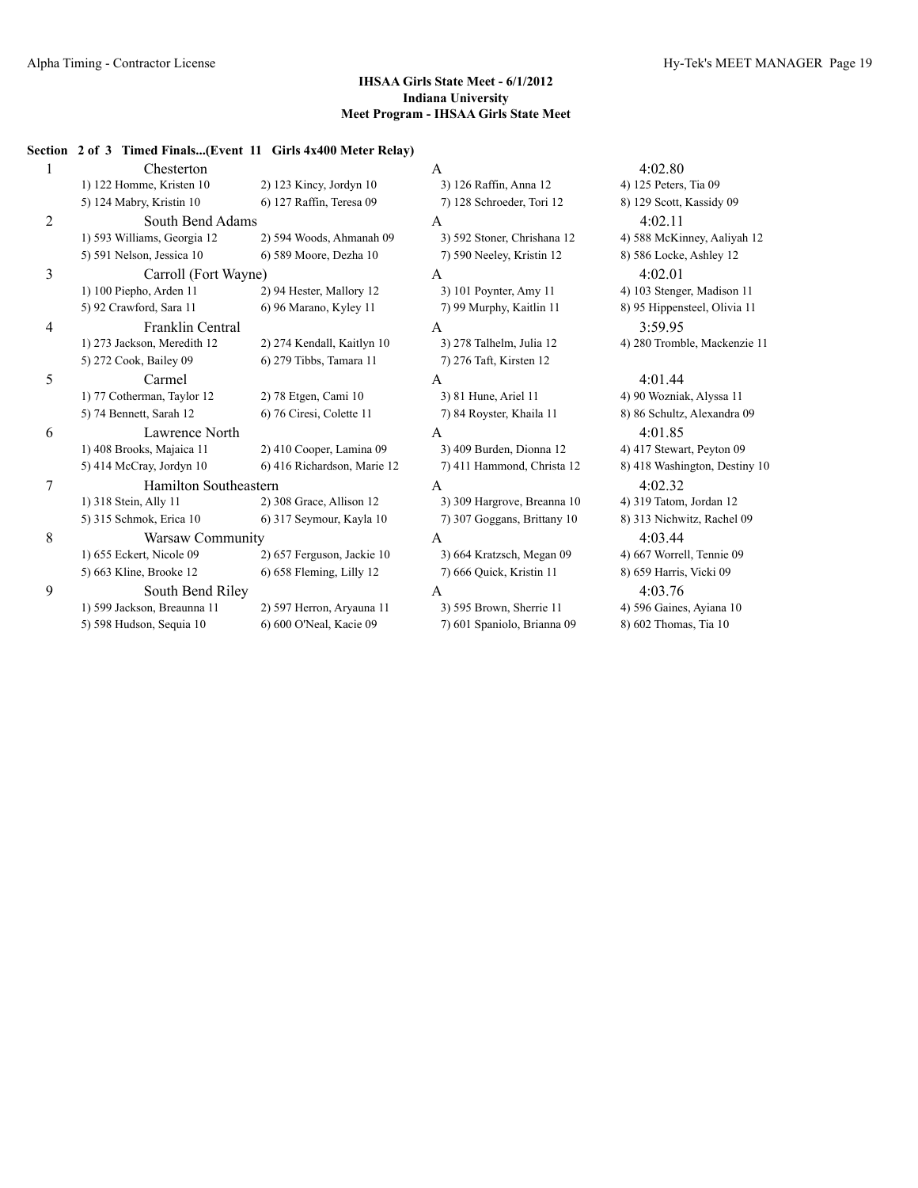**IHSAA Girls State Meet - 6/1/2012**
**Indiana University**
**Meet Program - IHSAA Girls State Meet**

**Section 2 of 3 Timed Finals...(Event 11 Girls 4x400 Meter Relay)**

| | Team | | Relay | Seed Time |
|---|---|---|---|---|
| 1 | Chesterton | | A | 4:02.80 |
| | 1) 122 Homme, Kristen 10 | 2) 123 Kincy, Jordyn 10 | 3) 126 Raffin, Anna 12 | 4) 125 Peters, Tia 09 |
| | 5) 124 Mabry, Kristin 10 | 6) 127 Raffin, Teresa 09 | 7) 128 Schroeder, Tori 12 | 8) 129 Scott, Kassidy 09 |
| 2 | South Bend Adams | | A | 4:02.11 |
| | 1) 593 Williams, Georgia 12 | 2) 594 Woods, Ahmanah 09 | 3) 592 Stoner, Chrishana 12 | 4) 588 McKinney, Aaliyah 12 |
| | 5) 591 Nelson, Jessica 10 | 6) 589 Moore, Dezha 10 | 7) 590 Neeley, Kristin 12 | 8) 586 Locke, Ashley 12 |
| 3 | Carroll (Fort Wayne) | | A | 4:02.01 |
| | 1) 100 Piepho, Arden 11 | 2) 94 Hester, Mallory 12 | 3) 101 Poynter, Amy 11 | 4) 103 Stenger, Madison 11 |
| | 5) 92 Crawford, Sara 11 | 6) 96 Marano, Kyley 11 | 7) 99 Murphy, Kaitlin 11 | 8) 95 Hippensteel, Olivia 11 |
| 4 | Franklin Central | | A | 3:59.95 |
| | 1) 273 Jackson, Meredith 12 | 2) 274 Kendall, Kaitlyn 10 | 3) 278 Talhelm, Julia 12 | 4) 280 Tromble, Mackenzie 11 |
| | 5) 272 Cook, Bailey 09 | 6) 279 Tibbs, Tamara 11 | 7) 276 Taft, Kirsten 12 | |
| 5 | Carmel | | A | 4:01.44 |
| | 1) 77 Cotherman, Taylor 12 | 2) 78 Etgen, Cami 10 | 3) 81 Hune, Ariel 11 | 4) 90 Wozniak, Alyssa 11 |
| | 5) 74 Bennett, Sarah 12 | 6) 76 Ciresi, Colette 11 | 7) 84 Royster, Khaila 11 | 8) 86 Schultz, Alexandra 09 |
| 6 | Lawrence North | | A | 4:01.85 |
| | 1) 408 Brooks, Majaica 11 | 2) 410 Cooper, Lamina 09 | 3) 409 Burden, Dionna 12 | 4) 417 Stewart, Peyton 09 |
| | 5) 414 McCray, Jordyn 10 | 6) 416 Richardson, Marie 12 | 7) 411 Hammond, Christa 12 | 8) 418 Washington, Destiny 10 |
| 7 | Hamilton Southeastern | | A | 4:02.32 |
| | 1) 318 Stein, Ally 11 | 2) 308 Grace, Allison 12 | 3) 309 Hargrove, Breanna 10 | 4) 319 Tatom, Jordan 12 |
| | 5) 315 Schmok, Erica 10 | 6) 317 Seymour, Kayla 10 | 7) 307 Goggans, Brittany 10 | 8) 313 Nichwitz, Rachel 09 |
| 8 | Warsaw Community | | A | 4:03.44 |
| | 1) 655 Eckert, Nicole 09 | 2) 657 Ferguson, Jackie 10 | 3) 664 Kratzsch, Megan 09 | 4) 667 Worrell, Tennie 09 |
| | 5) 663 Kline, Brooke 12 | 6) 658 Fleming, Lilly 12 | 7) 666 Quick, Kristin 11 | 8) 659 Harris, Vicki 09 |
| 9 | South Bend Riley | | A | 4:03.76 |
| | 1) 599 Jackson, Breaunna 11 | 2) 597 Herron, Aryauna 11 | 3) 595 Brown, Sherrie 11 | 4) 596 Gaines, Ayiana 10 |
| | 5) 598 Hudson, Sequia 10 | 6) 600 O'Neal, Kacie 09 | 7) 601 Spaniolo, Brianna 09 | 8) 602 Thomas, Tia 10 |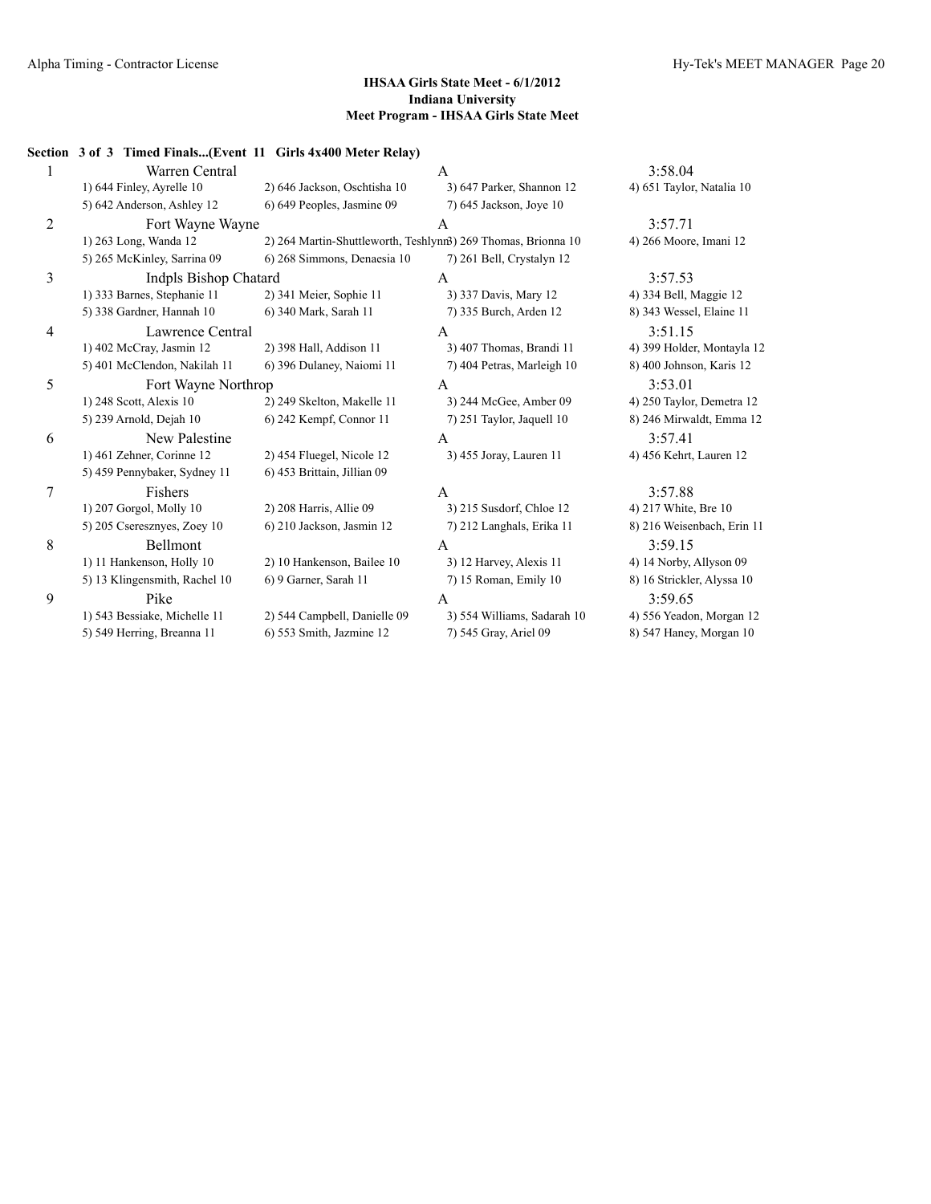**IHSAA Girls State Meet - 6/1/2012**
**Indiana University**
**Meet Program - IHSAA Girls State Meet**

**Section 3 of 3 Timed Finals...(Event 11 Girls 4x400 Meter Relay)**

| Lane | Team | Relay | Seed Time |
|---|---|---|---|
| 1 | Warren Central | A | 3:58.04 |
| | 1) 644 Finley, Ayrelle 10 | 2) 646 Jackson, Oschtisha 10 | 3) 647 Parker, Shannon 12 | 4) 651 Taylor, Natalia 10 |
| | 5) 642 Anderson, Ashley 12 | 6) 649 Peoples, Jasmine 09 | 7) 645 Jackson, Joye 10 | |
| 2 | Fort Wayne Wayne | A | 3:57.71 |
| | 1) 263 Long, Wanda 12 | 2) 264 Martin-Shuttleworth, Teshlynn | 3) 269 Thomas, Brionna 10 | 4) 266 Moore, Imani 12 |
| | 5) 265 McKinley, Sarrina 09 | 6) 268 Simmons, Denaesia 10 | 7) 261 Bell, Crystalyn 12 | |
| 3 | Indpls Bishop Chatard | A | 3:57.53 |
| | 1) 333 Barnes, Stephanie 11 | 2) 341 Meier, Sophie 11 | 3) 337 Davis, Mary 12 | 4) 334 Bell, Maggie 12 |
| | 5) 338 Gardner, Hannah 10 | 6) 340 Mark, Sarah 11 | 7) 335 Burch, Arden 12 | 8) 343 Wessel, Elaine 11 |
| 4 | Lawrence Central | A | 3:51.15 |
| | 1) 402 McCray, Jasmin 12 | 2) 398 Hall, Addison 11 | 3) 407 Thomas, Brandi 11 | 4) 399 Holder, Montayla 12 |
| | 5) 401 McClendon, Nakilah 11 | 6) 396 Dulaney, Naiomi 11 | 7) 404 Petras, Marleigh 10 | 8) 400 Johnson, Karis 12 |
| 5 | Fort Wayne Northrop | A | 3:53.01 |
| | 1) 248 Scott, Alexis 10 | 2) 249 Skelton, Makelle 11 | 3) 244 McGee, Amber 09 | 4) 250 Taylor, Demetra 12 |
| | 5) 239 Arnold, Dejah 10 | 6) 242 Kempf, Connor 11 | 7) 251 Taylor, Jaquell 10 | 8) 246 Mirwaldt, Emma 12 |
| 6 | New Palestine | A | 3:57.41 |
| | 1) 461 Zehner, Corinne 12 | 2) 454 Fluegel, Nicole 12 | 3) 455 Joray, Lauren 11 | 4) 456 Kehrt, Lauren 12 |
| | 5) 459 Pennybaker, Sydney 11 | 6) 453 Brittain, Jillian 09 | | |
| 7 | Fishers | A | 3:57.88 |
| | 1) 207 Gorgol, Molly 10 | 2) 208 Harris, Allie 09 | 3) 215 Susdorf, Chloe 12 | 4) 217 White, Bre 10 |
| | 5) 205 Cseresznyes, Zoey 10 | 6) 210 Jackson, Jasmin 12 | 7) 212 Langhals, Erika 11 | 8) 216 Weisenbach, Erin 11 |
| 8 | Bellmont | A | 3:59.15 |
| | 1) 11 Hankenson, Holly 10 | 2) 10 Hankenson, Bailee 10 | 3) 12 Harvey, Alexis 11 | 4) 14 Norby, Allyson 09 |
| | 5) 13 Klingensmith, Rachel 10 | 6) 9 Garner, Sarah 11 | 7) 15 Roman, Emily 10 | 8) 16 Strickler, Alyssa 10 |
| 9 | Pike | A | 3:59.65 |
| | 1) 543 Bessiake, Michelle 11 | 2) 544 Campbell, Danielle 09 | 3) 554 Williams, Sadarah 10 | 4) 556 Yeadon, Morgan 12 |
| | 5) 549 Herring, Breanna 11 | 6) 553 Smith, Jazmine 12 | 7) 545 Gray, Ariel 09 | 8) 547 Haney, Morgan 10 |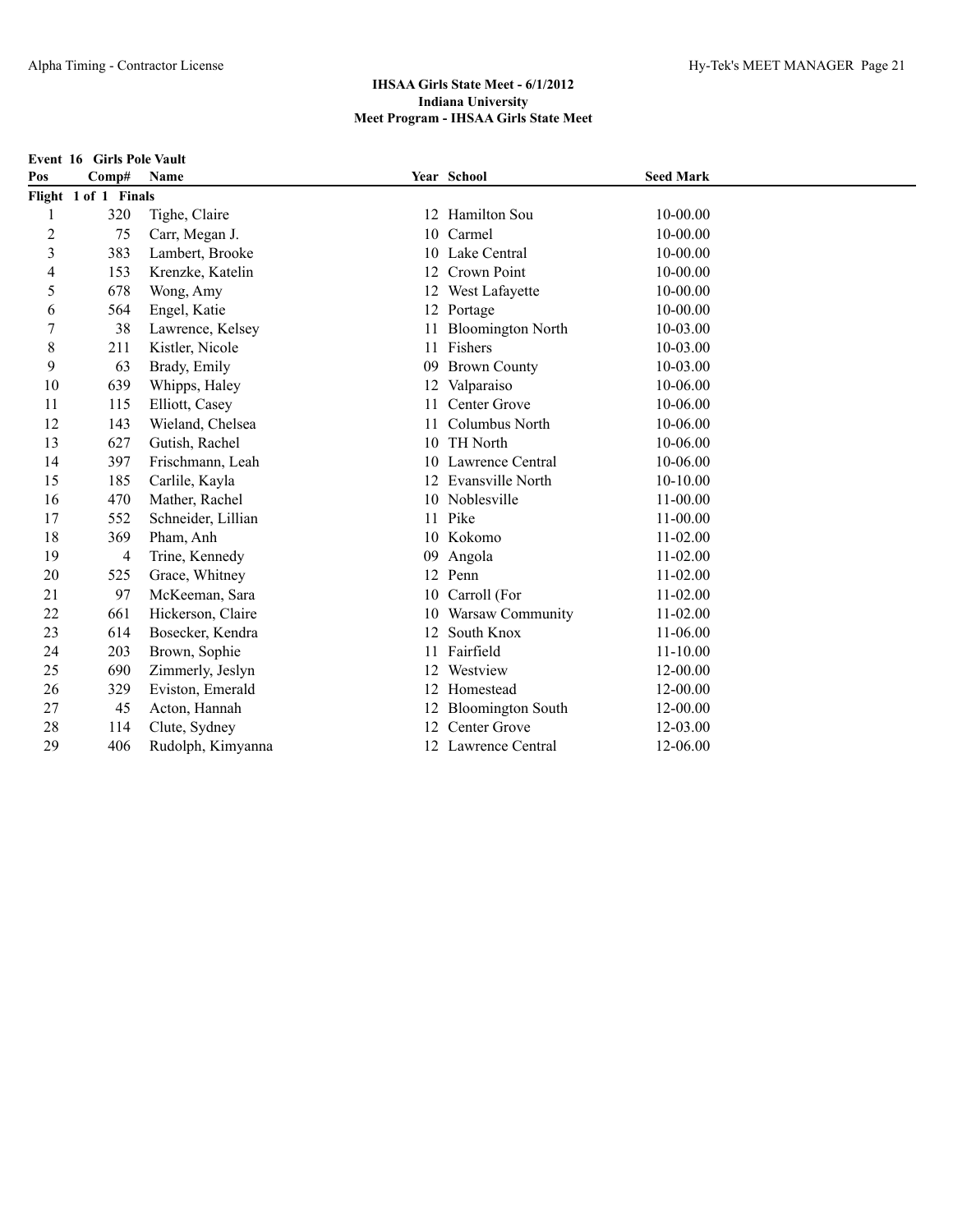## IHSAA Girls State Meet - 6/1/2012
**Indiana University**
**Meet Program - IHSAA Girls State Meet**

### Event 16 Girls Pole Vault

**Flight 1 of 1 Finals**

| Pos | Comp# | Name | Year | School | Seed Mark |
|---|---|---|---|---|---|
| 1 | 320 | Tighe, Claire | 12 | Hamilton Sou | 10-00.00 |
| 2 | 75 | Carr, Megan J. | 10 | Carmel | 10-00.00 |
| 3 | 383 | Lambert, Brooke | 10 | Lake Central | 10-00.00 |
| 4 | 153 | Krenzke, Katelin | 12 | Crown Point | 10-00.00 |
| 5 | 678 | Wong, Amy | 12 | West Lafayette | 10-00.00 |
| 6 | 564 | Engel, Katie | 12 | Portage | 10-00.00 |
| 7 | 38 | Lawrence, Kelsey | 11 | Bloomington North | 10-03.00 |
| 8 | 211 | Kistler, Nicole | 11 | Fishers | 10-03.00 |
| 9 | 63 | Brady, Emily | 09 | Brown County | 10-03.00 |
| 10 | 639 | Whipps, Haley | 12 | Valparaiso | 10-06.00 |
| 11 | 115 | Elliott, Casey | 11 | Center Grove | 10-06.00 |
| 12 | 143 | Wieland, Chelsea | 11 | Columbus North | 10-06.00 |
| 13 | 627 | Gutish, Rachel | 10 | TH North | 10-06.00 |
| 14 | 397 | Frischmann, Leah | 10 | Lawrence Central | 10-06.00 |
| 15 | 185 | Carlile, Kayla | 12 | Evansville North | 10-10.00 |
| 16 | 470 | Mather, Rachel | 10 | Noblesville | 11-00.00 |
| 17 | 552 | Schneider, Lillian | 11 | Pike | 11-00.00 |
| 18 | 369 | Pham, Anh | 10 | Kokomo | 11-02.00 |
| 19 | 4 | Trine, Kennedy | 09 | Angola | 11-02.00 |
| 20 | 525 | Grace, Whitney | 12 | Penn | 11-02.00 |
| 21 | 97 | McKeeman, Sara | 10 | Carroll (For | 11-02.00 |
| 22 | 661 | Hickerson, Claire | 10 | Warsaw Community | 11-02.00 |
| 23 | 614 | Bosecker, Kendra | 12 | South Knox | 11-06.00 |
| 24 | 203 | Brown, Sophie | 11 | Fairfield | 11-10.00 |
| 25 | 690 | Zimmerly, Jeslyn | 12 | Westview | 12-00.00 |
| 26 | 329 | Eviston, Emerald | 12 | Homestead | 12-00.00 |
| 27 | 45 | Acton, Hannah | 12 | Bloomington South | 12-00.00 |
| 28 | 114 | Clute, Sydney | 12 | Center Grove | 12-03.00 |
| 29 | 406 | Rudolph, Kimyanna | 12 | Lawrence Central | 12-06.00 |